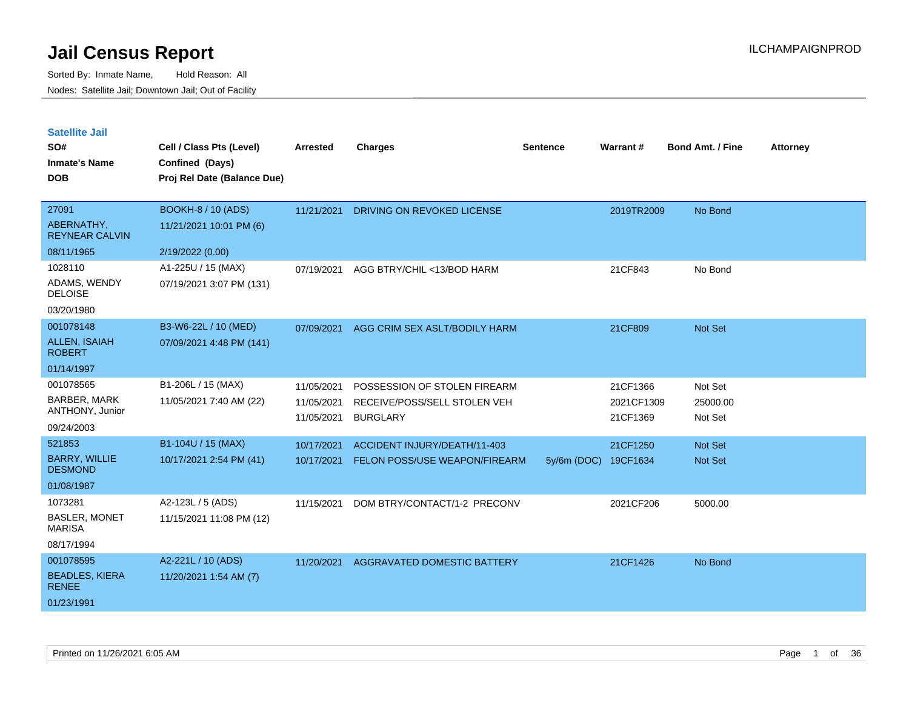# Jail Census Report

ILCHAMPAIGNPROD

Sorted By: Inmate Name, Hold Reason: All

Nodes: Satellite Jail; Downtown Jail; Out of Facility

## Satellite Jail

| SO# / Inmate's Name / DOB | Cell / Class Pts (Level) / Confined (Days) / Proj Rel Date (Balance Due) | Arrested | Charges | Sentence | Warrant # | Bond Amt. / Fine | Attorney |
|---|---|---|---|---|---|---|---|
| 27091<br>ABERNATHY, REYNEAR CALVIN<br>08/11/1965 | BOOKH-8 / 10 (ADS)<br>11/21/2021 10:01 PM (6)<br>2/19/2022 (0.00) | 11/21/2021 | DRIVING ON REVOKED LICENSE | | 2019TR2009 | No Bond | |
| 1028110<br>ADAMS, WENDY DELOISE<br>03/20/1980 | A1-225U / 15 (MAX)<br>07/19/2021 3:07 PM (131) | 07/19/2021 | AGG BTRY/CHIL <13/BOD HARM | | 21CF843 | No Bond | |
| 001078148<br>ALLEN, ISAIAH ROBERT<br>01/14/1997 | B3-W6-22L / 10 (MED)<br>07/09/2021 4:48 PM (141) | 07/09/2021 | AGG CRIM SEX ASLT/BODILY HARM | | 21CF809 | Not Set | |
| 001078565<br>BARBER, MARK ANTHONY, Junior<br>09/24/2003 | B1-206L / 15 (MAX)<br>11/05/2021 7:40 AM (22) | 11/05/2021 | POSSESSION OF STOLEN FIREARM | | 21CF1366 | Not Set | |
| | | 11/05/2021 | RECEIVE/POSS/SELL STOLEN VEH | | 2021CF1309 | 25000.00 | |
| | | 11/05/2021 | BURGLARY | | 21CF1369 | Not Set | |
| 521853<br>BARRY, WILLIE DESMOND<br>01/08/1987 | B1-104U / 15 (MAX)<br>10/17/2021 2:54 PM (41) | 10/17/2021 | ACCIDENT INJURY/DEATH/11-403 | | 21CF1250 | Not Set | |
| | | 10/17/2021 | FELON POSS/USE WEAPON/FIREARM | 5y/6m (DOC) | 19CF1634 | Not Set | |
| 1073281<br>BASLER, MONET MARISA<br>08/17/1994 | A2-123L / 5 (ADS)<br>11/15/2021 11:08 PM (12) | 11/15/2021 | DOM BTRY/CONTACT/1-2 PRECONV | | 2021CF206 | 5000.00 | |
| 001078595<br>BEADLES, KIERA RENEE<br>01/23/1991 | A2-221L / 10 (ADS)<br>11/20/2021 1:54 AM (7) | 11/20/2021 | AGGRAVATED DOMESTIC BATTERY | | 21CF1426 | No Bond | |

Printed on 11/26/2021 6:05 AM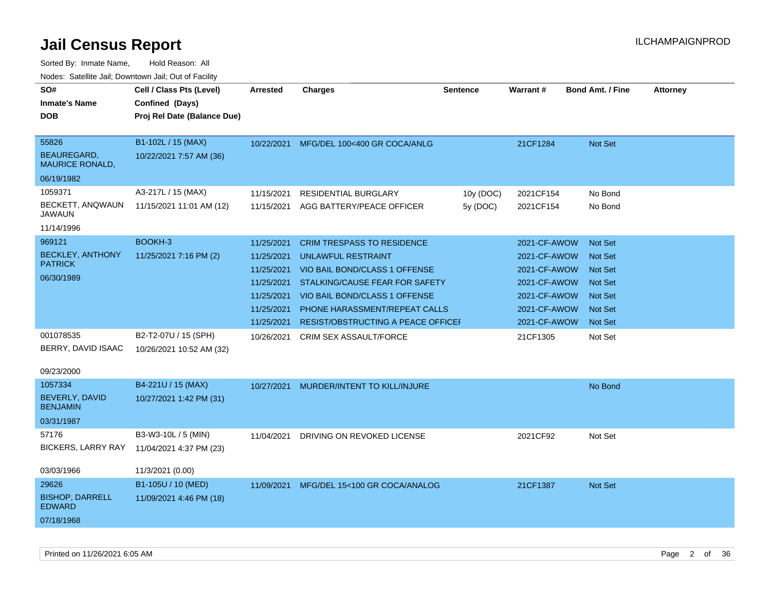# Jail Census Report

ILCHAMPAIGNPROD

Sorted By: Inmate Name, Hold Reason: All

Nodes: Satellite Jail; Downtown Jail; Out of Facility

| SO# / Inmate's Name / DOB | Cell / Class Pts (Level) / Confined (Days) / Proj Rel Date (Balance Due) | Arrested | Charges | Sentence | Warrant # | Bond Amt. / Fine | Attorney |
|---|---|---|---|---|---|---|---|
| 55826<br>BEAUREGARD, MAURICE RONALD,<br>06/19/1982 | B1-102L / 15 (MAX)<br>10/22/2021 7:57 AM (36) | 10/22/2021 | MFG/DEL 100<400 GR COCA/ANLG | | 21CF1284 | Not Set | |
| 1059371<br>BECKETT, ANQWAUN JAWAUN<br>11/14/1996 | A3-217L / 15 (MAX)<br>11/15/2021 11:01 AM (12) | 11/15/2021 | RESIDENTIAL BURGLARY | 10y (DOC) | 2021CF154 | No Bond | |
| | | 11/15/2021 | AGG BATTERY/PEACE OFFICER | 5y (DOC) | 2021CF154 | No Bond | |
| 969121<br>BECKLEY, ANTHONY PATRICK<br>06/30/1989 | BOOKH-3<br>11/25/2021 7:16 PM (2) | 11/25/2021 | CRIM TRESPASS TO RESIDENCE | | 2021-CF-AWOW | Not Set | |
| | | 11/25/2021 | UNLAWFUL RESTRAINT | | 2021-CF-AWOW | Not Set | |
| | | 11/25/2021 | VIO BAIL BOND/CLASS 1 OFFENSE | | 2021-CF-AWOW | Not Set | |
| | | 11/25/2021 | STALKING/CAUSE FEAR FOR SAFETY | | 2021-CF-AWOW | Not Set | |
| | | 11/25/2021 | VIO BAIL BOND/CLASS 1 OFFENSE | | 2021-CF-AWOW | Not Set | |
| | | 11/25/2021 | PHONE HARASSMENT/REPEAT CALLS | | 2021-CF-AWOW | Not Set | |
| | | 11/25/2021 | RESIST/OBSTRUCTING A PEACE OFFICEI | | 2021-CF-AWOW | Not Set | |
| 001078535<br>BERRY, DAVID ISAAC<br>09/23/2000 | B2-T2-07U / 15 (SPH)<br>10/26/2021 10:52 AM (32) | 10/26/2021 | CRIM SEX ASSAULT/FORCE | | 21CF1305 | Not Set | |
| 1057334<br>BEVERLY, DAVID BENJAMIN<br>03/31/1987 | B4-221U / 15 (MAX)<br>10/27/2021 1:42 PM (31) | 10/27/2021 | MURDER/INTENT TO KILL/INJURE | | | No Bond | |
| 57176<br>BICKERS, LARRY RAY<br>03/03/1966 | B3-W3-10L / 5 (MIN)<br>11/04/2021 4:37 PM (23)<br>11/3/2021 (0.00) | 11/04/2021 | DRIVING ON REVOKED LICENSE | | 2021CF92 | Not Set | |
| 29626<br>BISHOP, DARRELL EDWARD<br>07/18/1968 | B1-105U / 10 (MED)<br>11/09/2021 4:46 PM (18) | 11/09/2021 | MFG/DEL 15<100 GR COCA/ANALOG | | 21CF1387 | Not Set | |

Printed on 11/26/2021 6:05 AM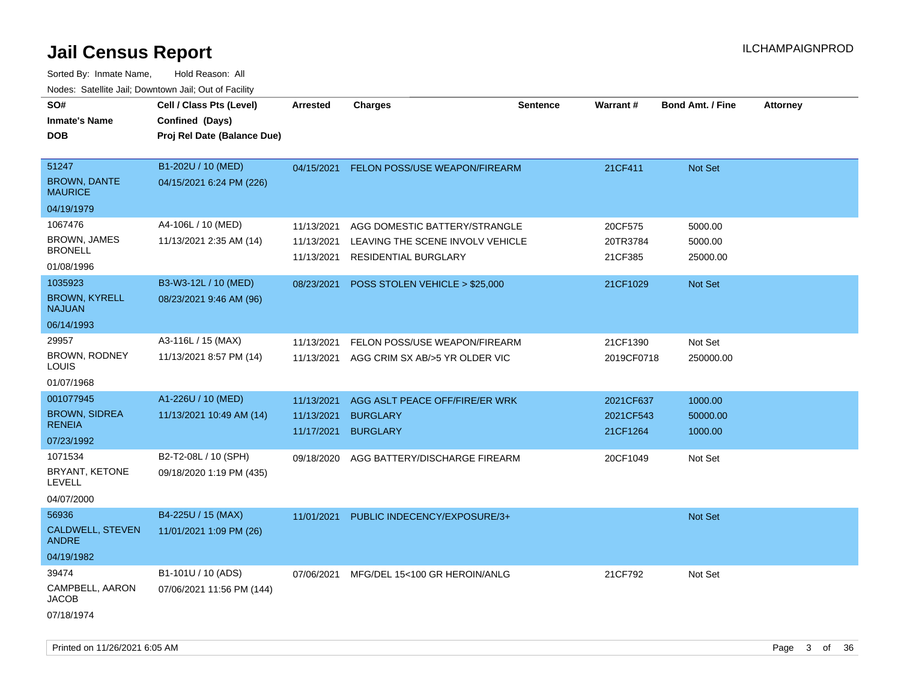# Jail Census Report

ILCHAMPAIGNPROD

Sorted By: Inmate Name, Hold Reason: All

Nodes: Satellite Jail; Downtown Jail; Out of Facility

| SO# / Inmate's Name / DOB | Cell / Class Pts (Level) / Confined (Days) / Proj Rel Date (Balance Due) | Arrested | Charges | Sentence | Warrant # | Bond Amt. / Fine | Attorney |
|---|---|---|---|---|---|---|---|
| 51247<br>BROWN, DANTE MAURICE<br>04/19/1979 | B1-202U / 10 (MED)<br>04/15/2021 6:24 PM (226) | 04/15/2021 | FELON POSS/USE WEAPON/FIREARM | | 21CF411 | Not Set | |
| 1067476<br>BROWN, JAMES BRONELL<br>01/08/1996 | A4-106L / 10 (MED)<br>11/13/2021 2:35 AM (14) | 11/13/2021<br>11/13/2021<br>11/13/2021 | AGG DOMESTIC BATTERY/STRANGLE<br>LEAVING THE SCENE INVOLV VEHICLE<br>RESIDENTIAL BURGLARY | | 20CF575<br>20TR3784<br>21CF385 | 5000.00<br>5000.00<br>25000.00 | |
| 1035923<br>BROWN, KYRELL NAJUAN<br>06/14/1993 | B3-W3-12L / 10 (MED)<br>08/23/2021 9:46 AM (96) | 08/23/2021 | POSS STOLEN VEHICLE > $25,000 | | 21CF1029 | Not Set | |
| 29957<br>BROWN, RODNEY LOUIS<br>01/07/1968 | A3-116L / 15 (MAX)<br>11/13/2021 8:57 PM (14) | 11/13/2021<br>11/13/2021 | FELON POSS/USE WEAPON/FIREARM<br>AGG CRIM SX AB/>5 YR OLDER VIC | | 21CF1390<br>2019CF0718 | Not Set<br>250000.00 | |
| 001077945<br>BROWN, SIDREA RENEIA<br>07/23/1992 | A1-226U / 10 (MED)<br>11/13/2021 10:49 AM (14) | 11/13/2021<br>11/13/2021<br>11/17/2021 | AGG ASLT PEACE OFF/FIRE/ER WRK<br>BURGLARY<br>BURGLARY | | 2021CF637<br>2021CF543<br>21CF1264 | 1000.00<br>50000.00<br>1000.00 | |
| 1071534<br>BRYANT, KETONE LEVELL<br>04/07/2000 | B2-T2-08L / 10 (SPH)<br>09/18/2020 1:19 PM (435) | 09/18/2020 | AGG BATTERY/DISCHARGE FIREARM | | 20CF1049 | Not Set | |
| 56936<br>CALDWELL, STEVEN ANDRE<br>04/19/1982 | B4-225U / 15 (MAX)<br>11/01/2021 1:09 PM (26) | 11/01/2021 | PUBLIC INDECENCY/EXPOSURE/3+ | | | Not Set | |
| 39474<br>CAMPBELL, AARON JACOB<br>07/18/1974 | B1-101U / 10 (ADS)<br>07/06/2021 11:56 PM (144) | 07/06/2021 | MFG/DEL 15<100 GR HEROIN/ANLG | | 21CF792 | Not Set | |

Printed on 11/26/2021 6:05 AM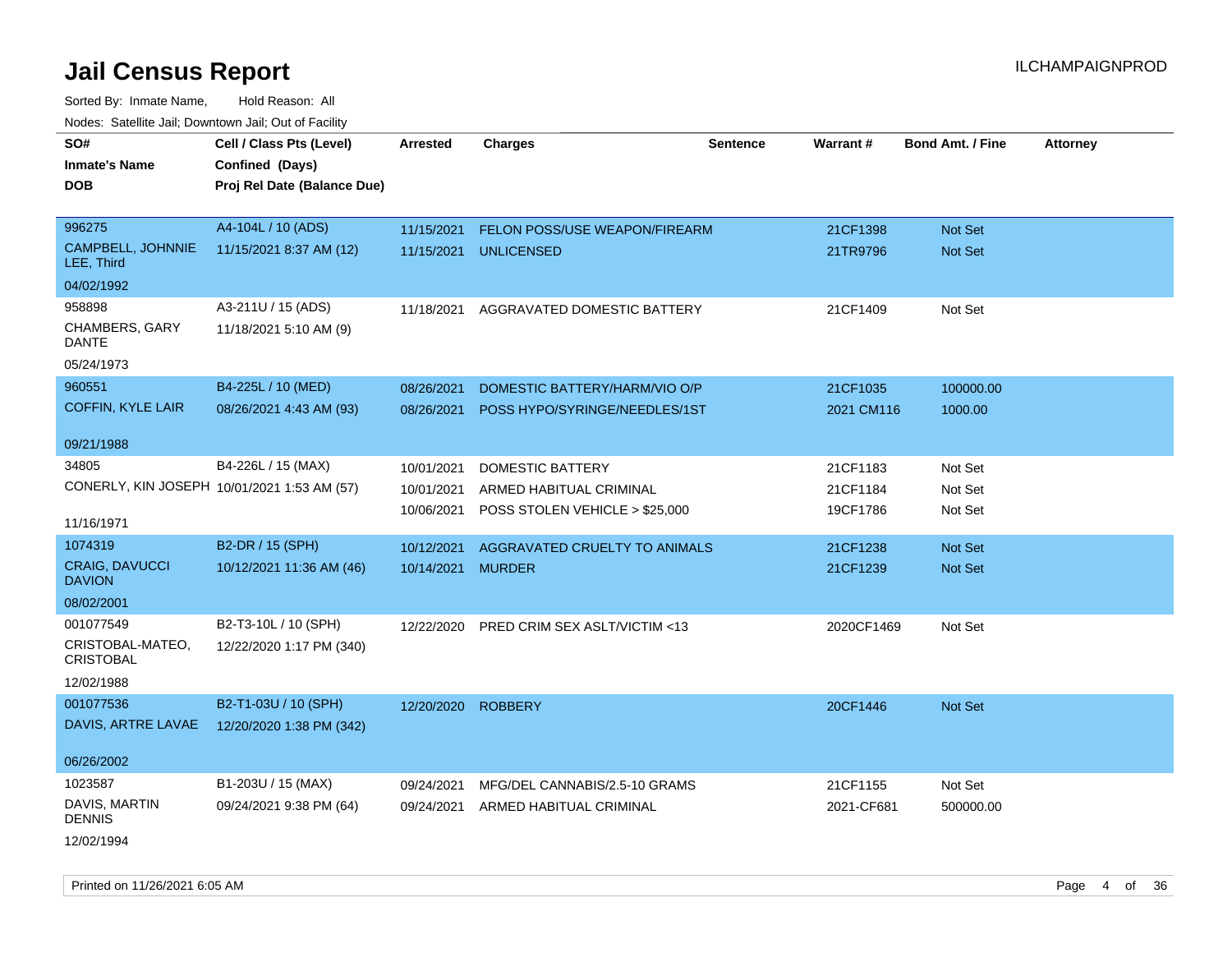# Jail Census Report

ILCHAMPAIGNPROD

Sorted By: Inmate Name, Hold Reason: All

Nodes: Satellite Jail; Downtown Jail; Out of Facility

| SO# / Inmate's Name / DOB | Cell / Class Pts (Level) / Confined (Days) / Proj Rel Date (Balance Due) | Arrested | Charges | Sentence | Warrant # | Bond Amt. / Fine | Attorney |
|---|---|---|---|---|---|---|---|
| 996275<br>CAMPBELL, JOHNNIE LEE, Third<br>04/02/1992 | A4-104L / 10 (ADS)<br>11/15/2021 8:37 AM (12) | 11/15/2021<br>11/15/2021 | FELON POSS/USE WEAPON/FIREARM<br>UNLICENSED | | 21CF1398<br>21TR9796 | Not Set<br>Not Set | |
| 958898<br>CHAMBERS, GARY DANTE<br>05/24/1973 | A3-211U / 15 (ADS)<br>11/18/2021 5:10 AM (9) | 11/18/2021 | AGGRAVATED DOMESTIC BATTERY | | 21CF1409 | Not Set | |
| 960551<br>COFFIN, KYLE LAIR<br>09/21/1988 | B4-225L / 10 (MED)<br>08/26/2021 4:43 AM (93) | 08/26/2021<br>08/26/2021 | DOMESTIC BATTERY/HARM/VIO O/P<br>POSS HYPO/SYRINGE/NEEDLES/1ST | | 21CF1035<br>2021 CM116 | 100000.00<br>1000.00 | |
| 34805<br>CONERLY, KIN JOSEPH<br>11/16/1971 | B4-226L / 15 (MAX)<br>10/01/2021 1:53 AM (57) | 10/01/2021<br>10/01/2021<br>10/06/2021 | DOMESTIC BATTERY<br>ARMED HABITUAL CRIMINAL<br>POSS STOLEN VEHICLE > $25,000 | | 21CF1183<br>21CF1184<br>19CF1786 | Not Set<br>Not Set<br>Not Set | |
| 1074319<br>CRAIG, DAVUCCI DAVION<br>08/02/2001 | B2-DR / 15 (SPH)<br>10/12/2021 11:36 AM (46) | 10/12/2021<br>10/14/2021 | AGGRAVATED CRUELTY TO ANIMALS<br>MURDER | | 21CF1238<br>21CF1239 | Not Set<br>Not Set | |
| 001077549<br>CRISTOBAL-MATEO, CRISTOBAL<br>12/02/1988 | B2-T3-10L / 10 (SPH)<br>12/22/2020 1:17 PM (340) | 12/22/2020 | PRED CRIM SEX ASLT/VICTIM <13 | | 2020CF1469 | Not Set | |
| 001077536<br>DAVIS, ARTRE LAVAE<br>06/26/2002 | B2-T1-03U / 10 (SPH)<br>12/20/2020 1:38 PM (342) | 12/20/2020 | ROBBERY | | 20CF1446 | Not Set | |
| 1023587<br>DAVIS, MARTIN DENNIS<br>12/02/1994 | B1-203U / 15 (MAX)<br>09/24/2021 9:38 PM (64) | 09/24/2021<br>09/24/2021 | MFG/DEL CANNABIS/2.5-10 GRAMS<br>ARMED HABITUAL CRIMINAL | | 21CF1155<br>2021-CF681 | Not Set<br>500000.00 | |

Printed on 11/26/2021 6:05 AM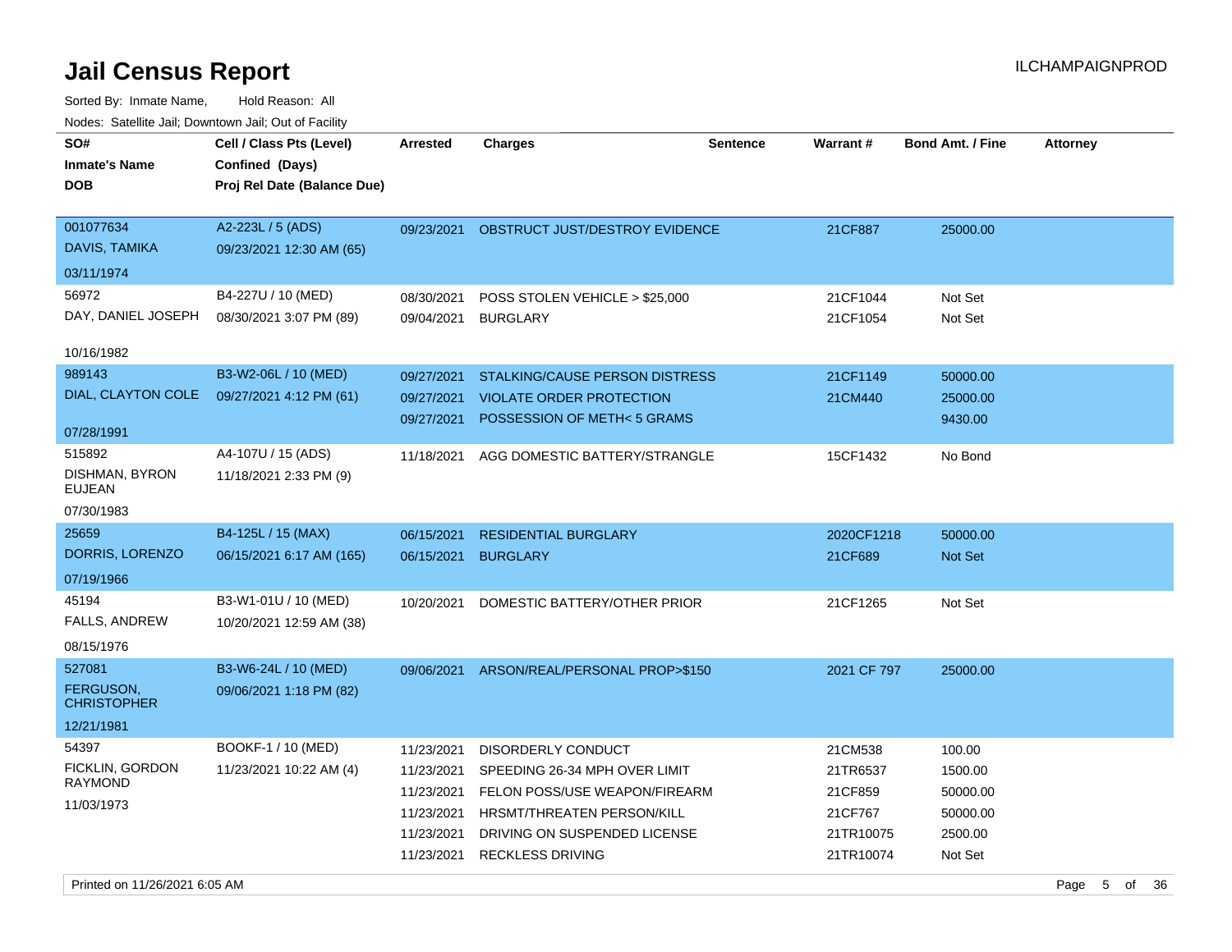# Jail Census Report

ILCHAMPAIGNPROD

Sorted By: Inmate Name, Hold Reason: All

Nodes: Satellite Jail; Downtown Jail; Out of Facility

| SO# / Inmate's Name / DOB | Cell / Class Pts (Level) / Confined (Days) / Proj Rel Date (Balance Due) | Arrested | Charges | Sentence | Warrant # | Bond Amt. / Fine | Attorney |
|---|---|---|---|---|---|---|---|
| 001077634<br>DAVIS, TAMIKA<br>03/11/1974 | A2-223L / 5 (ADS)<br>09/23/2021 12:30 AM (65) | 09/23/2021 | OBSTRUCT JUST/DESTROY EVIDENCE | | 21CF887 | 25000.00 | |
| 56972<br>DAY, DANIEL JOSEPH<br>10/16/1982 | B4-227U / 10 (MED)<br>08/30/2021 3:07 PM (89) | 08/30/2021 | POSS STOLEN VEHICLE > $25,000 | | 21CF1044 | Not Set | |
| | | 09/04/2021 | BURGLARY | | 21CF1054 | Not Set | |
| 989143<br>DIAL, CLAYTON COLE<br>07/28/1991 | B3-W2-06L / 10 (MED)<br>09/27/2021 4:12 PM (61) | 09/27/2021 | STALKING/CAUSE PERSON DISTRESS | | 21CF1149 | 50000.00 | |
| | | 09/27/2021 | VIOLATE ORDER PROTECTION | | 21CM440 | 25000.00 | |
| | | 09/27/2021 | POSSESSION OF METH< 5 GRAMS | | | 9430.00 | |
| 515892<br>DISHMAN, BYRON EUJEAN<br>07/30/1983 | A4-107U / 15 (ADS)<br>11/18/2021 2:33 PM (9) | 11/18/2021 | AGG DOMESTIC BATTERY/STRANGLE | | 15CF1432 | No Bond | |
| 25659<br>DORRIS, LORENZO<br>07/19/1966 | B4-125L / 15 (MAX)<br>06/15/2021 6:17 AM (165) | 06/15/2021 | RESIDENTIAL BURGLARY | | 2020CF1218 | 50000.00 | |
| | | 06/15/2021 | BURGLARY | | 21CF689 | Not Set | |
| 45194<br>FALLS, ANDREW<br>08/15/1976 | B3-W1-01U / 10 (MED)<br>10/20/2021 12:59 AM (38) | 10/20/2021 | DOMESTIC BATTERY/OTHER PRIOR | | 21CF1265 | Not Set | |
| 527081<br>FERGUSON, CHRISTOPHER<br>12/21/1981 | B3-W6-24L / 10 (MED)<br>09/06/2021 1:18 PM (82) | 09/06/2021 | ARSON/REAL/PERSONAL PROP>$150 | | 2021 CF 797 | 25000.00 | |
| 54397<br>FICKLIN, GORDON RAYMOND<br>11/03/1973 | BOOKF-1 / 10 (MED)<br>11/23/2021 10:22 AM (4) | 11/23/2021 | DISORDERLY CONDUCT | | 21CM538 | 100.00 | |
| | | 11/23/2021 | SPEEDING 26-34 MPH OVER LIMIT | | 21TR6537 | 1500.00 | |
| | | 11/23/2021 | FELON POSS/USE WEAPON/FIREARM | | 21CF859 | 50000.00 | |
| | | 11/23/2021 | HRSMT/THREATEN PERSON/KILL | | 21CF767 | 50000.00 | |
| | | 11/23/2021 | DRIVING ON SUSPENDED LICENSE | | 21TR10075 | 2500.00 | |
| | | 11/23/2021 | RECKLESS DRIVING | | 21TR10074 | Not Set | |

Printed on 11/26/2021 6:05 AM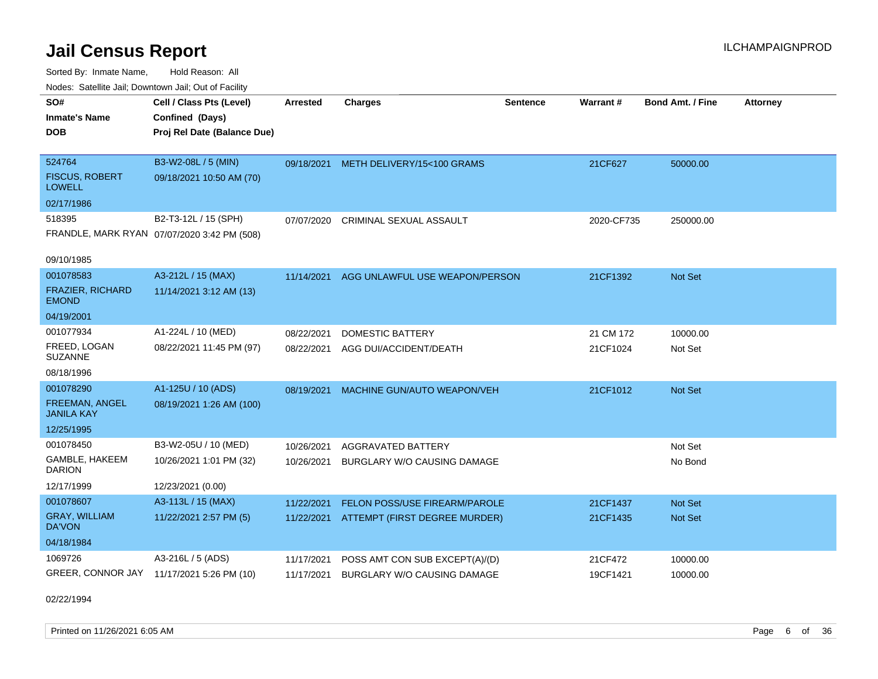# Jail Census Report

ILCHAMPAIGNPROD

Sorted By: Inmate Name, Hold Reason: All

Nodes: Satellite Jail; Downtown Jail; Out of Facility

| SO# / Inmate's Name / DOB | Cell / Class Pts (Level) / Confined (Days) / Proj Rel Date (Balance Due) | Arrested | Charges | Sentence | Warrant # | Bond Amt. / Fine | Attorney |
|---|---|---|---|---|---|---|---|
| 524764<br>FISCUS, ROBERT LOWELL<br>02/17/1986 | B3-W2-08L / 5 (MIN)<br>09/18/2021 10:50 AM (70) | 09/18/2021 | METH DELIVERY/15<100 GRAMS | | 21CF627 | 50000.00 | |
| 518395<br>FRANDLE, MARK RYAN<br>09/10/1985 | B2-T3-12L / 15 (SPH)<br>07/07/2020 3:42 PM (508) | 07/07/2020 | CRIMINAL SEXUAL ASSAULT | | 2020-CF735 | 250000.00 | |
| 001078583<br>FRAZIER, RICHARD EMOND<br>04/19/2001 | A3-212L / 15 (MAX)<br>11/14/2021 3:12 AM (13) | 11/14/2021 | AGG UNLAWFUL USE WEAPON/PERSON | | 21CF1392 | Not Set | |
| 001077934<br>FREED, LOGAN SUZANNE<br>08/18/1996 | A1-224L / 10 (MED)<br>08/22/2021 11:45 PM (97) | 08/22/2021<br>08/22/2021 | DOMESTIC BATTERY<br>AGG DUI/ACCIDENT/DEATH | | 21 CM 172<br>21CF1024 | 10000.00<br>Not Set | |
| 001078290<br>FREEMAN, ANGEL JANILA KAY<br>12/25/1995 | A1-125U / 10 (ADS)<br>08/19/2021 1:26 AM (100) | 08/19/2021 | MACHINE GUN/AUTO WEAPON/VEH | | 21CF1012 | Not Set | |
| 001078450<br>GAMBLE, HAKEEM DARION<br>12/17/1999 | B3-W2-05U / 10 (MED)<br>10/26/2021 1:01 PM (32)<br>12/23/2021 (0.00) | 10/26/2021<br>10/26/2021 | AGGRAVATED BATTERY<br>BURGLARY W/O CAUSING DAMAGE | | | Not Set<br>No Bond | |
| 001078607<br>GRAY, WILLIAM DA'VON<br>04/18/1984 | A3-113L / 15 (MAX)<br>11/22/2021 2:57 PM (5) | 11/22/2021<br>11/22/2021 | FELON POSS/USE FIREARM/PAROLE<br>ATTEMPT (FIRST DEGREE MURDER) | | 21CF1437<br>21CF1435 | Not Set<br>Not Set | |
| 1069726<br>GREER, CONNOR JAY<br>02/22/1994 | A3-216L / 5 (ADS)<br>11/17/2021 5:26 PM (10) | 11/17/2021<br>11/17/2021 | POSS AMT CON SUB EXCEPT(A)/(D)<br>BURGLARY W/O CAUSING DAMAGE | | 21CF472<br>19CF1421 | 10000.00<br>10000.00 | |

Printed on 11/26/2021 6:05 AM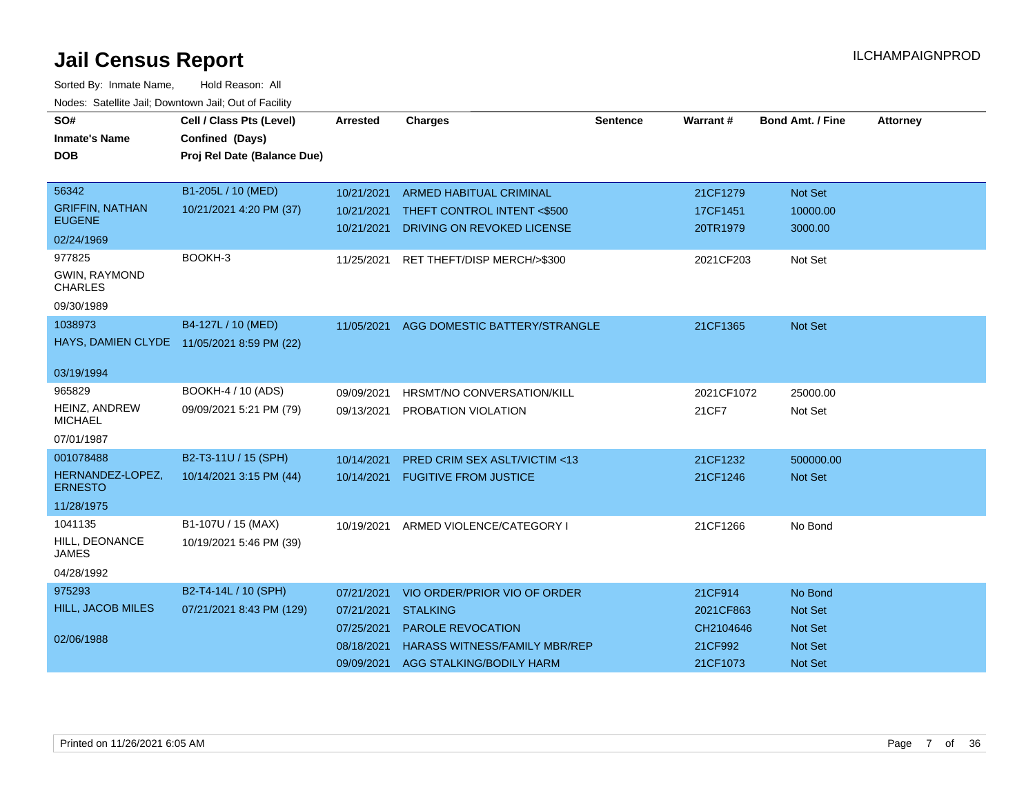# Jail Census Report

ILCHAMPAIGNPROD

Sorted By: Inmate Name, Hold Reason: All

Nodes: Satellite Jail; Downtown Jail; Out of Facility

| SO# / Inmate's Name / DOB | Cell / Class Pts (Level) / Confined (Days) / Proj Rel Date (Balance Due) | Arrested | Charges | Sentence | Warrant # | Bond Amt. / Fine | Attorney |
|---|---|---|---|---|---|---|---|
| 56342<br>GRIFFIN, NATHAN EUGENE<br>02/24/1969 | B1-205L / 10 (MED)<br>10/21/2021 4:20 PM (37) | 10/21/2021 | ARMED HABITUAL CRIMINAL | | 21CF1279 | Not Set | |
| | | 10/21/2021 | THEFT CONTROL INTENT <$500 | | 17CF1451 | 10000.00 | |
| | | 10/21/2021 | DRIVING ON REVOKED LICENSE | | 20TR1979 | 3000.00 | |
| 977825<br>GWIN, RAYMOND CHARLES<br>09/30/1989 | BOOKH-3 | 11/25/2021 | RET THEFT/DISP MERCH/>$300 | | 2021CF203 | Not Set | |
| 1038973<br>HAYS, DAMIEN CLYDE<br>03/19/1994 | B4-127L / 10 (MED)<br>11/05/2021 8:59 PM (22) | 11/05/2021 | AGG DOMESTIC BATTERY/STRANGLE | | 21CF1365 | Not Set | |
| 965829<br>HEINZ, ANDREW MICHAEL<br>07/01/1987 | BOOKH-4 / 10 (ADS)<br>09/09/2021 5:21 PM (79) | 09/09/2021 | HRSMT/NO CONVERSATION/KILL | | 2021CF1072 | 25000.00 | |
| | | 09/13/2021 | PROBATION VIOLATION | | 21CF7 | Not Set | |
| 001078488<br>HERNANDEZ-LOPEZ, ERNESTO<br>11/28/1975 | B2-T3-11U / 15 (SPH)<br>10/14/2021 3:15 PM (44) | 10/14/2021 | PRED CRIM SEX ASLT/VICTIM <13 | | 21CF1232 | 500000.00 | |
| | | 10/14/2021 | FUGITIVE FROM JUSTICE | | 21CF1246 | Not Set | |
| 1041135<br>HILL, DEONANCE JAMES<br>04/28/1992 | B1-107U / 15 (MAX)<br>10/19/2021 5:46 PM (39) | 10/19/2021 | ARMED VIOLENCE/CATEGORY I | | 21CF1266 | No Bond | |
| 975293<br>HILL, JACOB MILES<br>02/06/1988 | B2-T4-14L / 10 (SPH)<br>07/21/2021 8:43 PM (129) | 07/21/2021 | VIO ORDER/PRIOR VIO OF ORDER | | 21CF914 | No Bond | |
| | | 07/21/2021 | STALKING | | 2021CF863 | Not Set | |
| | | 07/25/2021 | PAROLE REVOCATION | | CH2104646 | Not Set | |
| | | 08/18/2021 | HARASS WITNESS/FAMILY MBR/REP | | 21CF992 | Not Set | |
| | | 09/09/2021 | AGG STALKING/BODILY HARM | | 21CF1073 | Not Set | |

Printed on 11/26/2021 6:05 AM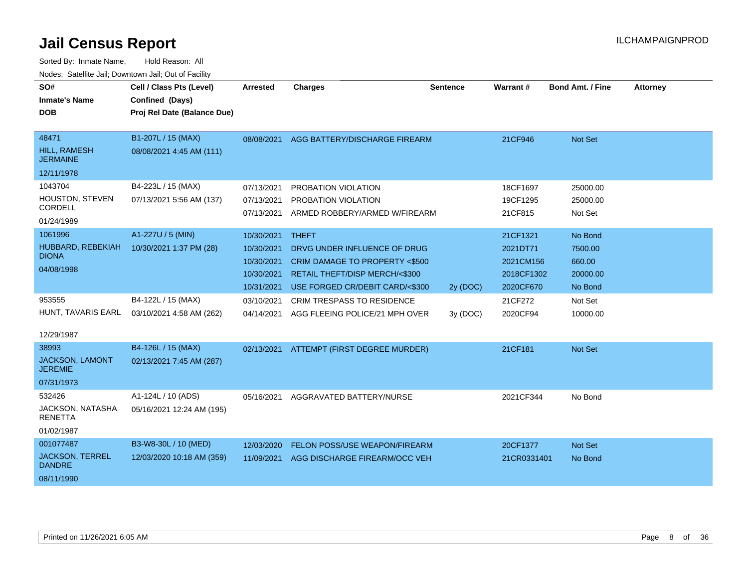# Jail Census Report

ILCHAMPAIGNPROD

Sorted By: Inmate Name, Hold Reason: All

Nodes: Satellite Jail; Downtown Jail; Out of Facility

| SO# / Inmate's Name / DOB | Cell / Class Pts (Level) / Confined (Days) / Proj Rel Date (Balance Due) | Arrested | Charges | Sentence | Warrant # | Bond Amt. / Fine | Attorney |
|---|---|---|---|---|---|---|---|
| 48471 HILL, RAMESH JERMAINE 12/11/1978 | B1-207L / 15 (MAX) 08/08/2021 4:45 AM (111) | 08/08/2021 | AGG BATTERY/DISCHARGE FIREARM | | 21CF946 | Not Set | |
| 1043704 HOUSTON, STEVEN CORDELL 01/24/1989 | B4-223L / 15 (MAX) 07/13/2021 5:56 AM (137) | 07/13/2021 | PROBATION VIOLATION | | 18CF1697 | 25000.00 | |
| | | 07/13/2021 | PROBATION VIOLATION | | 19CF1295 | 25000.00 | |
| | | 07/13/2021 | ARMED ROBBERY/ARMED W/FIREARM | | 21CF815 | Not Set | |
| 1061996 HUBBARD, REBEKIAH DIONA 04/08/1998 | A1-227U / 5 (MIN) 10/30/2021 1:37 PM (28) | 10/30/2021 | THEFT | | 21CF1321 | No Bond | |
| | | 10/30/2021 | DRVG UNDER INFLUENCE OF DRUG | | 2021DT71 | 7500.00 | |
| | | 10/30/2021 | CRIM DAMAGE TO PROPERTY <$500 | | 2021CM156 | 660.00 | |
| | | 10/30/2021 | RETAIL THEFT/DISP MERCH/<$300 | | 2018CF1302 | 20000.00 | |
| | | 10/31/2021 | USE FORGED CR/DEBIT CARD/<$300 | 2y (DOC) | 2020CF670 | No Bond | |
| 953555 HUNT, TAVARIS EARL 12/29/1987 | B4-122L / 15 (MAX) 03/10/2021 4:58 AM (262) | 03/10/2021 | CRIM TRESPASS TO RESIDENCE | | 21CF272 | Not Set | |
| | | 04/14/2021 | AGG FLEEING POLICE/21 MPH OVER | 3y (DOC) | 2020CF94 | 10000.00 | |
| 38993 JACKSON, LAMONT JEREMIE 07/31/1973 | B4-126L / 15 (MAX) 02/13/2021 7:45 AM (287) | 02/13/2021 | ATTEMPT (FIRST DEGREE MURDER) | | 21CF181 | Not Set | |
| 532426 JACKSON, NATASHA RENETTA 01/02/1987 | A1-124L / 10 (ADS) 05/16/2021 12:24 AM (195) | 05/16/2021 | AGGRAVATED BATTERY/NURSE | | 2021CF344 | No Bond | |
| 001077487 JACKSON, TERREL DANDRE 08/11/1990 | B3-W8-30L / 10 (MED) 12/03/2020 10:18 AM (359) | 12/03/2020 | FELON POSS/USE WEAPON/FIREARM | | 20CF1377 | Not Set | |
| | | 11/09/2021 | AGG DISCHARGE FIREARM/OCC VEH | | 21CR0331401 | No Bond | |

Printed on 11/26/2021 6:05 AM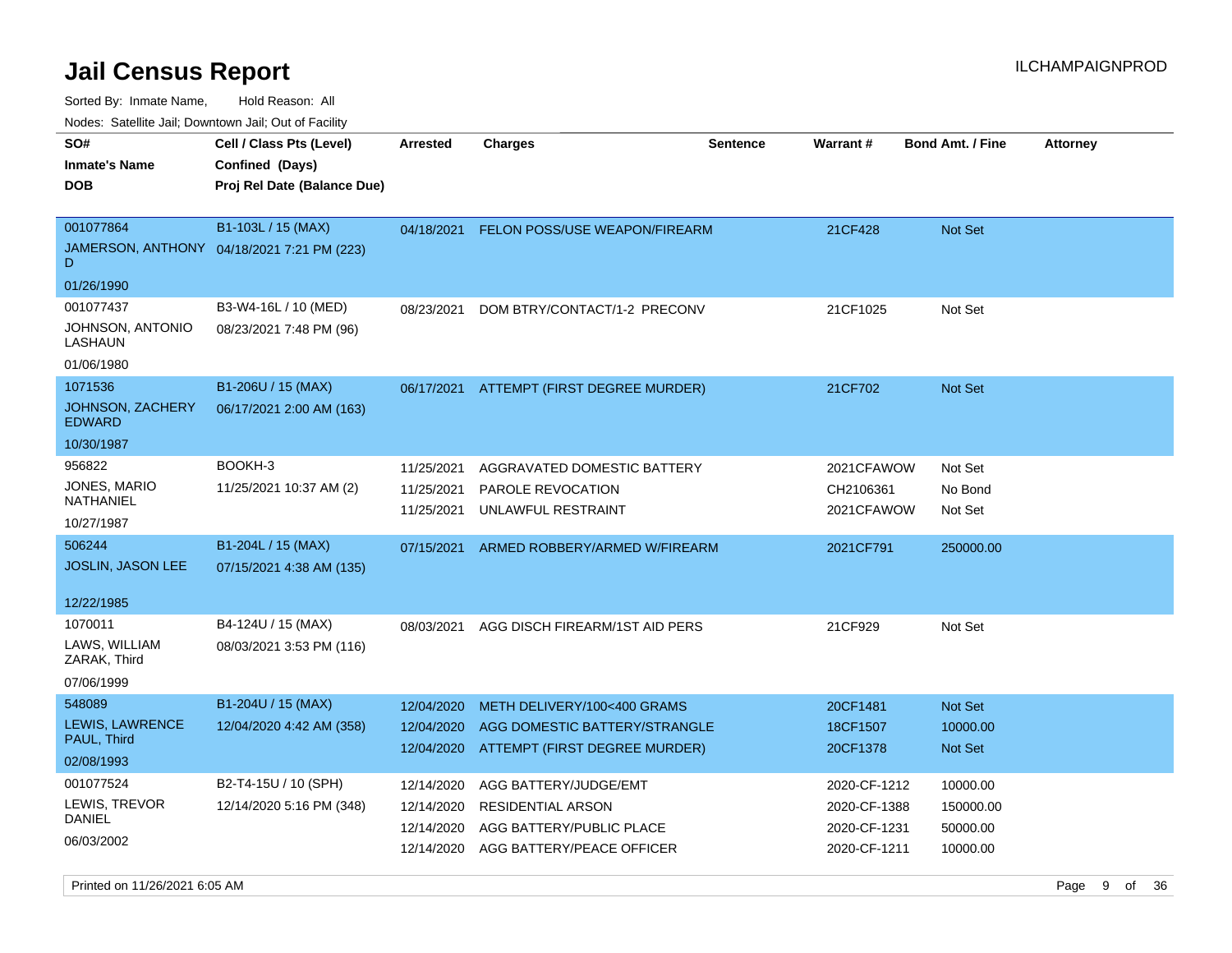# Jail Census Report

ILCHAMPAIGNPROD

Sorted By: Inmate Name, Hold Reason: All

Nodes: Satellite Jail; Downtown Jail; Out of Facility

| SO# / Inmate's Name / DOB | Cell / Class Pts (Level) / Confined (Days) / Proj Rel Date (Balance Due) | Arrested | Charges | Sentence | Warrant # | Bond Amt. / Fine | Attorney |
|---|---|---|---|---|---|---|---|
| 001077864<br>JAMERSON, ANTHONY D<br>01/26/1990 | B1-103L / 15 (MAX)<br>04/18/2021 7:21 PM (223) | 04/18/2021 | FELON POSS/USE WEAPON/FIREARM | | 21CF428 | Not Set | |
| 001077437<br>JOHNSON, ANTONIO LASHAUN<br>01/06/1980 | B3-W4-16L / 10 (MED)<br>08/23/2021 7:48 PM (96) | 08/23/2021 | DOM BTRY/CONTACT/1-2 PRECONV | | 21CF1025 | Not Set | |
| 1071536<br>JOHNSON, ZACHERY EDWARD<br>10/30/1987 | B1-206U / 15 (MAX)<br>06/17/2021 2:00 AM (163) | 06/17/2021 | ATTEMPT (FIRST DEGREE MURDER) | | 21CF702 | Not Set | |
| 956822<br>JONES, MARIO NATHANIEL<br>10/27/1987 | BOOKH-3<br>11/25/2021 10:37 AM (2) | 11/25/2021<br>11/25/2021<br>11/25/2021 | AGGRAVATED DOMESTIC BATTERY<br>PAROLE REVOCATION<br>UNLAWFUL RESTRAINT | | 2021CFAWOW<br>CH2106361<br>2021CFAWOW | Not Set<br>No Bond<br>Not Set | |
| 506244<br>JOSLIN, JASON LEE<br>12/22/1985 | B1-204L / 15 (MAX)<br>07/15/2021 4:38 AM (135) | 07/15/2021 | ARMED ROBBERY/ARMED W/FIREARM | | 2021CF791 | 250000.00 | |
| 1070011<br>LAWS, WILLIAM ZARAK, Third<br>07/06/1999 | B4-124U / 15 (MAX)<br>08/03/2021 3:53 PM (116) | 08/03/2021 | AGG DISCH FIREARM/1ST AID PERS | | 21CF929 | Not Set | |
| 548089<br>LEWIS, LAWRENCE PAUL, Third<br>02/08/1993 | B1-204U / 15 (MAX)<br>12/04/2020 4:42 AM (358) | 12/04/2020<br>12/04/2020<br>12/04/2020 | METH DELIVERY/100<400 GRAMS<br>AGG DOMESTIC BATTERY/STRANGLE<br>ATTEMPT (FIRST DEGREE MURDER) | | 20CF1481<br>18CF1507<br>20CF1378 | Not Set<br>10000.00<br>Not Set | |
| 001077524<br>LEWIS, TREVOR DANIEL<br>06/03/2002 | B2-T4-15U / 10 (SPH)<br>12/14/2020 5:16 PM (348) | 12/14/2020<br>12/14/2020<br>12/14/2020<br>12/14/2020 | AGG BATTERY/JUDGE/EMT<br>RESIDENTIAL ARSON<br>AGG BATTERY/PUBLIC PLACE<br>AGG BATTERY/PEACE OFFICER | | 2020-CF-1212<br>2020-CF-1388<br>2020-CF-1231<br>2020-CF-1211 | 10000.00<br>150000.00<br>50000.00<br>10000.00 | |

Printed on 11/26/2021 6:05 AM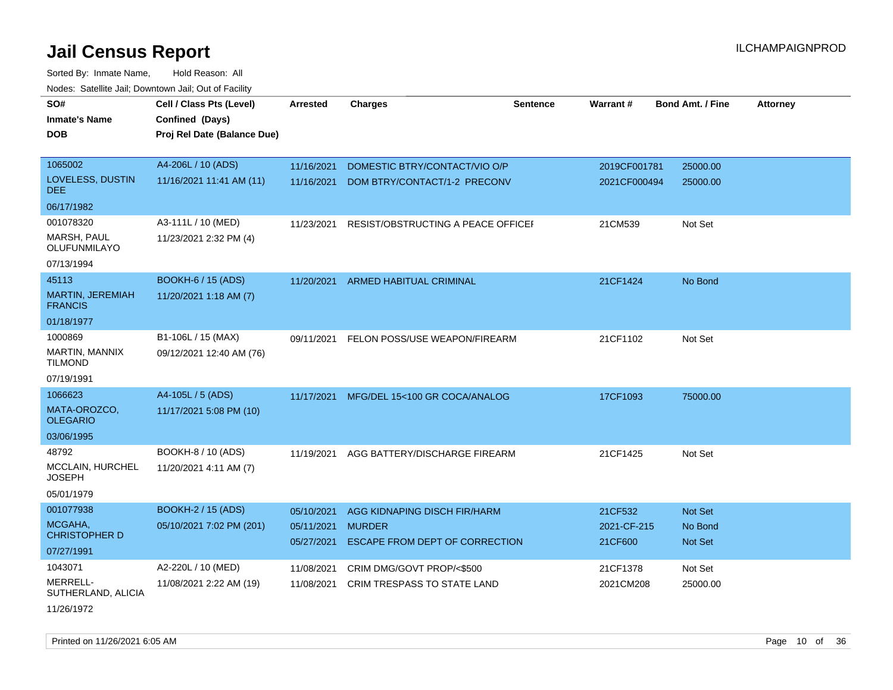# Jail Census Report

ILCHAMPAIGNPROD

Sorted By: Inmate Name, Hold Reason: All

Nodes: Satellite Jail; Downtown Jail; Out of Facility

| SO# / Inmate's Name / DOB | Cell / Class Pts (Level) / Confined (Days) / Proj Rel Date (Balance Due) | Arrested | Charges | Sentence | Warrant # | Bond Amt. / Fine | Attorney |
|---|---|---|---|---|---|---|---|
| 1065002 LOVELESS, DUSTIN DEE 06/17/1982 | A4-206L / 10 (ADS) 11/16/2021 11:41 AM (11) | 11/16/2021 | DOMESTIC BTRY/CONTACT/VIO O/P | | 2019CF001781 | 25000.00 | |
| | | 11/16/2021 | DOM BTRY/CONTACT/1-2 PRECONV | | 2021CF000494 | 25000.00 | |
| 001078320 MARSH, PAUL OLUFUNMILAYO 07/13/1994 | A3-111L / 10 (MED) 11/23/2021 2:32 PM (4) | 11/23/2021 | RESIST/OBSTRUCTING A PEACE OFFICEI | | 21CM539 | Not Set | |
| 45113 MARTIN, JEREMIAH FRANCIS 01/18/1977 | BOOKH-6 / 15 (ADS) 11/20/2021 1:18 AM (7) | 11/20/2021 | ARMED HABITUAL CRIMINAL | | 21CF1424 | No Bond | |
| 1000869 MARTIN, MANNIX TILMOND 07/19/1991 | B1-106L / 15 (MAX) 09/12/2021 12:40 AM (76) | 09/11/2021 | FELON POSS/USE WEAPON/FIREARM | | 21CF1102 | Not Set | |
| 1066623 MATA-OROZCO, OLEGARIO 03/06/1995 | A4-105L / 5 (ADS) 11/17/2021 5:08 PM (10) | 11/17/2021 | MFG/DEL 15<100 GR COCA/ANALOG | | 17CF1093 | 75000.00 | |
| 48792 MCCLAIN, HURCHEL JOSEPH 05/01/1979 | BOOKH-8 / 10 (ADS) 11/20/2021 4:11 AM (7) | 11/19/2021 | AGG BATTERY/DISCHARGE FIREARM | | 21CF1425 | Not Set | |
| 001077938 MCGAHA, CHRISTOPHER D 07/27/1991 | BOOKH-2 / 15 (ADS) 05/10/2021 7:02 PM (201) | 05/10/2021 | AGG KIDNAPING DISCH FIR/HARM | | 21CF532 | Not Set | |
| | | 05/11/2021 | MURDER | | 2021-CF-215 | No Bond | |
| | | 05/27/2021 | ESCAPE FROM DEPT OF CORRECTION | | 21CF600 | Not Set | |
| 1043071 MERRELL-SUTHERLAND, ALICIA 11/26/1972 | A2-220L / 10 (MED) 11/08/2021 2:22 AM (19) | 11/08/2021 | CRIM DMG/GOVT PROP/<$500 | | 21CF1378 | Not Set | |
| | | 11/08/2021 | CRIM TRESPASS TO STATE LAND | | 2021CM208 | 25000.00 | |

Printed on 11/26/2021 6:05 AM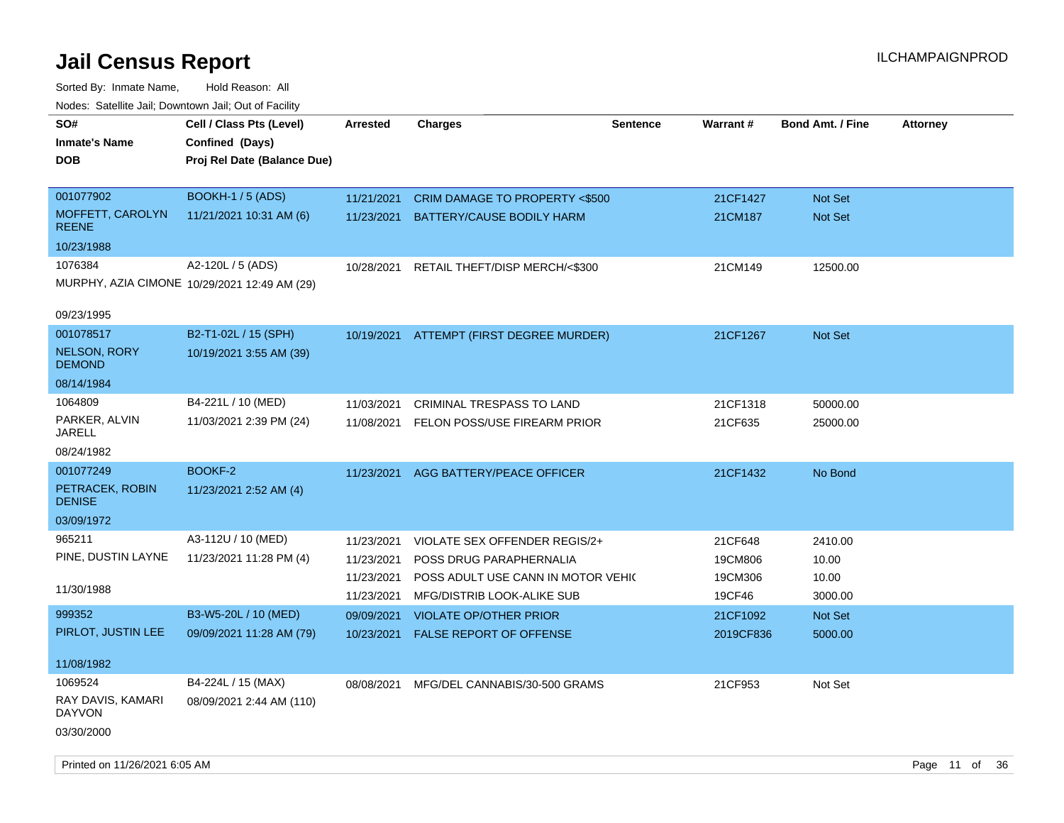# Jail Census Report

ILCHAMPAIGNPROD

Sorted By: Inmate Name, Hold Reason: All

Nodes: Satellite Jail; Downtown Jail; Out of Facility

| SO# / Inmate's Name / DOB | Cell / Class Pts (Level) / Confined (Days) / Proj Rel Date (Balance Due) | Arrested | Charges | Sentence | Warrant # | Bond Amt. / Fine | Attorney |
|---|---|---|---|---|---|---|---|
| 001077902 / MOFFETT, CAROLYN REENE / 10/23/1988 | BOOKH-1 / 5 (ADS) / 11/21/2021 10:31 AM (6) | 11/21/2021 | CRIM DAMAGE TO PROPERTY <$500 | | 21CF1427 | Not Set | |
| | | 11/23/2021 | BATTERY/CAUSE BODILY HARM | | 21CM187 | Not Set | |
| 1076384 / MURPHY, AZIA CIMONE / 09/23/1995 | A2-120L / 5 (ADS) / 10/29/2021 12:49 AM (29) | 10/28/2021 | RETAIL THEFT/DISP MERCH/<$300 | | 21CM149 | 12500.00 | |
| 001078517 / NELSON, RORY DEMOND / 08/14/1984 | B2-T1-02L / 15 (SPH) / 10/19/2021 3:55 AM (39) | 10/19/2021 | ATTEMPT (FIRST DEGREE MURDER) | | 21CF1267 | Not Set | |
| 1064809 / PARKER, ALVIN JARELL / 08/24/1982 | B4-221L / 10 (MED) / 11/03/2021 2:39 PM (24) | 11/03/2021 | CRIMINAL TRESPASS TO LAND | | 21CF1318 | 50000.00 | |
| | | 11/08/2021 | FELON POSS/USE FIREARM PRIOR | | 21CF635 | 25000.00 | |
| 001077249 / PETRACEK, ROBIN DENISE / 03/09/1972 | BOOKF-2 / 11/23/2021 2:52 AM (4) | 11/23/2021 | AGG BATTERY/PEACE OFFICER | | 21CF1432 | No Bond | |
| 965211 / PINE, DUSTIN LAYNE / 11/30/1988 | A3-112U / 10 (MED) / 11/23/2021 11:28 PM (4) | 11/23/2021 | VIOLATE SEX OFFENDER REGIS/2+ | | 21CF648 | 2410.00 | |
| | | 11/23/2021 | POSS DRUG PARAPHERNALIA | | 19CM806 | 10.00 | |
| | | 11/23/2021 | POSS ADULT USE CANN IN MOTOR VEHI( | | 19CM306 | 10.00 | |
| | | 11/23/2021 | MFG/DISTRIB LOOK-ALIKE SUB | | 19CF46 | 3000.00 | |
| 999352 / PIRLOT, JUSTIN LEE / 11/08/1982 | B3-W5-20L / 10 (MED) / 09/09/2021 11:28 AM (79) | 09/09/2021 | VIOLATE OP/OTHER PRIOR | | 21CF1092 | Not Set | |
| | | 10/23/2021 | FALSE REPORT OF OFFENSE | | 2019CF836 | 5000.00 | |
| 1069524 / RAY DAVIS, KAMARI DAYVON / 03/30/2000 | B4-224L / 15 (MAX) / 08/09/2021 2:44 AM (110) | 08/08/2021 | MFG/DEL CANNABIS/30-500 GRAMS | | 21CF953 | Not Set | |

Printed on 11/26/2021 6:05 AM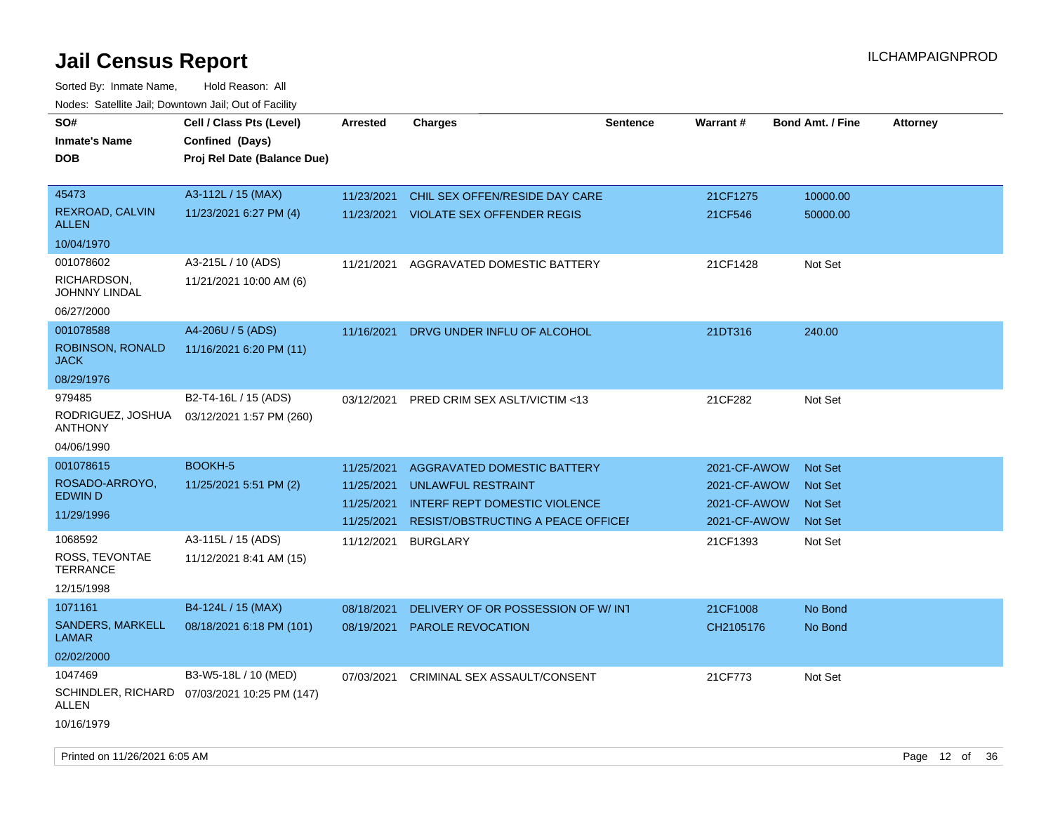# Jail Census Report

Sorted By: Inmate Name, Hold Reason: All

Nodes: Satellite Jail; Downtown Jail; Out of Facility

| SO# / Inmate's Name / DOB | Cell / Class Pts (Level) / Confined (Days) / Proj Rel Date (Balance Due) | Arrested | Charges | Sentence | Warrant # | Bond Amt. / Fine | Attorney |
|---|---|---|---|---|---|---|---|
| 45473 REXROAD, CALVIN ALLEN 10/04/1970 | A3-112L / 15 (MAX) 11/23/2021 6:27 PM (4) | 11/23/2021 | CHIL SEX OFFEN/RESIDE DAY CARE | | 21CF1275 | 10000.00 | |
| | | 11/23/2021 | VIOLATE SEX OFFENDER REGIS | | 21CF546 | 50000.00 | |
| 001078602 RICHARDSON, JOHNNY LINDAL 06/27/2000 | A3-215L / 10 (ADS) 11/21/2021 10:00 AM (6) | 11/21/2021 | AGGRAVATED DOMESTIC BATTERY | | 21CF1428 | Not Set | |
| 001078588 ROBINSON, RONALD JACK 08/29/1976 | A4-206U / 5 (ADS) 11/16/2021 6:20 PM (11) | 11/16/2021 | DRVG UNDER INFLU OF ALCOHOL | | 21DT316 | 240.00 | |
| 979485 RODRIGUEZ, JOSHUA ANTHONY 04/06/1990 | B2-T4-16L / 15 (ADS) 03/12/2021 1:57 PM (260) | 03/12/2021 | PRED CRIM SEX ASLT/VICTIM <13 | | 21CF282 | Not Set | |
| 001078615 ROSADO-ARROYO, EDWIN D 11/29/1996 | BOOKH-5 11/25/2021 5:51 PM (2) | 11/25/2021 | AGGRAVATED DOMESTIC BATTERY | | 2021-CF-AWOW | Not Set | |
| | | 11/25/2021 | UNLAWFUL RESTRAINT | | 2021-CF-AWOW | Not Set | |
| | | 11/25/2021 | INTERF REPT DOMESTIC VIOLENCE | | 2021-CF-AWOW | Not Set | |
| | | 11/25/2021 | RESIST/OBSTRUCTING A PEACE OFFICEI | | 2021-CF-AWOW | Not Set | |
| 1068592 ROSS, TEVONTAE TERRANCE 12/15/1998 | A3-115L / 15 (ADS) 11/12/2021 8:41 AM (15) | 11/12/2021 | BURGLARY | | 21CF1393 | Not Set | |
| 1071161 SANDERS, MARKELL LAMAR 02/02/2000 | B4-124L / 15 (MAX) 08/18/2021 6:18 PM (101) | 08/18/2021 | DELIVERY OF OR POSSESSION OF W/ INT | | 21CF1008 | No Bond | |
| | | 08/19/2021 | PAROLE REVOCATION | | CH2105176 | No Bond | |
| 1047469 SCHINDLER, RICHARD ALLEN 10/16/1979 | B3-W5-18L / 10 (MED) 07/03/2021 10:25 PM (147) | 07/03/2021 | CRIMINAL SEX ASSAULT/CONSENT | | 21CF773 | Not Set | |

Printed on 11/26/2021 6:05 AM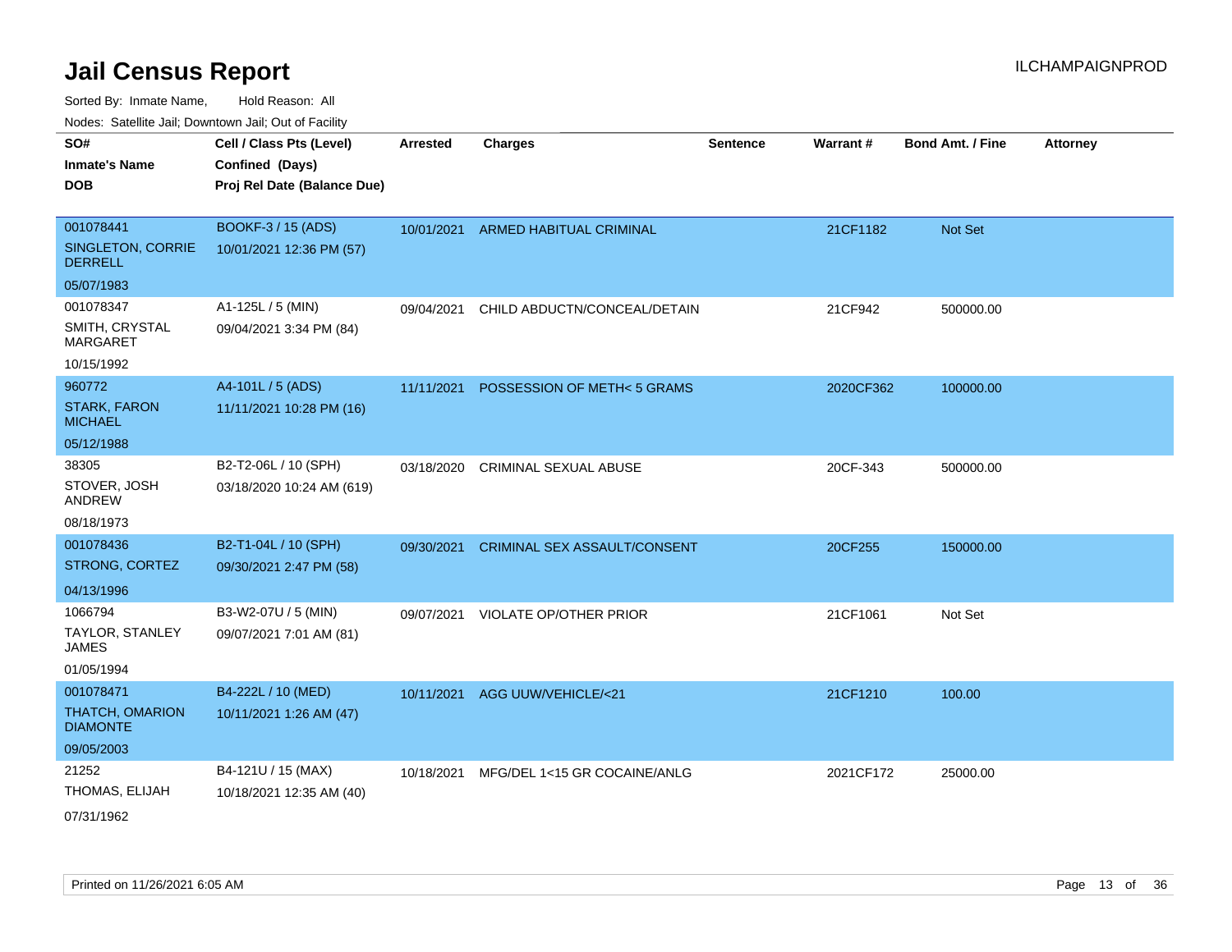# Jail Census Report

ILCHAMPAIGNPROD

Sorted By: Inmate Name, Hold Reason: All

Nodes: Satellite Jail; Downtown Jail; Out of Facility

| SO#<br>Inmate's Name<br>DOB | Cell / Class Pts (Level)<br>Confined (Days)<br>Proj Rel Date (Balance Due) | Arrested | Charges | Sentence | Warrant # | Bond Amt. / Fine | Attorney |
|---|---|---|---|---|---|---|---|
| 001078441<br>SINGLETON, CORRIE DERRELL<br>05/07/1983 | BOOKF-3 / 15 (ADS)<br>10/01/2021 12:36 PM (57) | 10/01/2021 | ARMED HABITUAL CRIMINAL | | 21CF1182 | Not Set | |
| 001078347<br>SMITH, CRYSTAL MARGARET<br>10/15/1992 | A1-125L / 5 (MIN)<br>09/04/2021 3:34 PM (84) | 09/04/2021 | CHILD ABDUCTN/CONCEAL/DETAIN | | 21CF942 | 500000.00 | |
| 960772<br>STARK, FARON MICHAEL<br>05/12/1988 | A4-101L / 5 (ADS)<br>11/11/2021 10:28 PM (16) | 11/11/2021 | POSSESSION OF METH< 5 GRAMS | | 2020CF362 | 100000.00 | |
| 38305<br>STOVER, JOSH ANDREW<br>08/18/1973 | B2-T2-06L / 10 (SPH)<br>03/18/2020 10:24 AM (619) | 03/18/2020 | CRIMINAL SEXUAL ABUSE | | 20CF-343 | 500000.00 | |
| 001078436<br>STRONG, CORTEZ<br>04/13/1996 | B2-T1-04L / 10 (SPH)<br>09/30/2021 2:47 PM (58) | 09/30/2021 | CRIMINAL SEX ASSAULT/CONSENT | | 20CF255 | 150000.00 | |
| 1066794<br>TAYLOR, STANLEY JAMES<br>01/05/1994 | B3-W2-07U / 5 (MIN)<br>09/07/2021 7:01 AM (81) | 09/07/2021 | VIOLATE OP/OTHER PRIOR | | 21CF1061 | Not Set | |
| 001078471<br>THATCH, OMARION DIAMONTE<br>09/05/2003 | B4-222L / 10 (MED)<br>10/11/2021 1:26 AM (47) | 10/11/2021 | AGG UUW/VEHICLE/<21 | | 21CF1210 | 100.00 | |
| 21252<br>THOMAS, ELIJAH<br>07/31/1962 | B4-121U / 15 (MAX)<br>10/18/2021 12:35 AM (40) | 10/18/2021 | MFG/DEL 1<15 GR COCAINE/ANLG | | 2021CF172 | 25000.00 | |

Printed on 11/26/2021 6:05 AM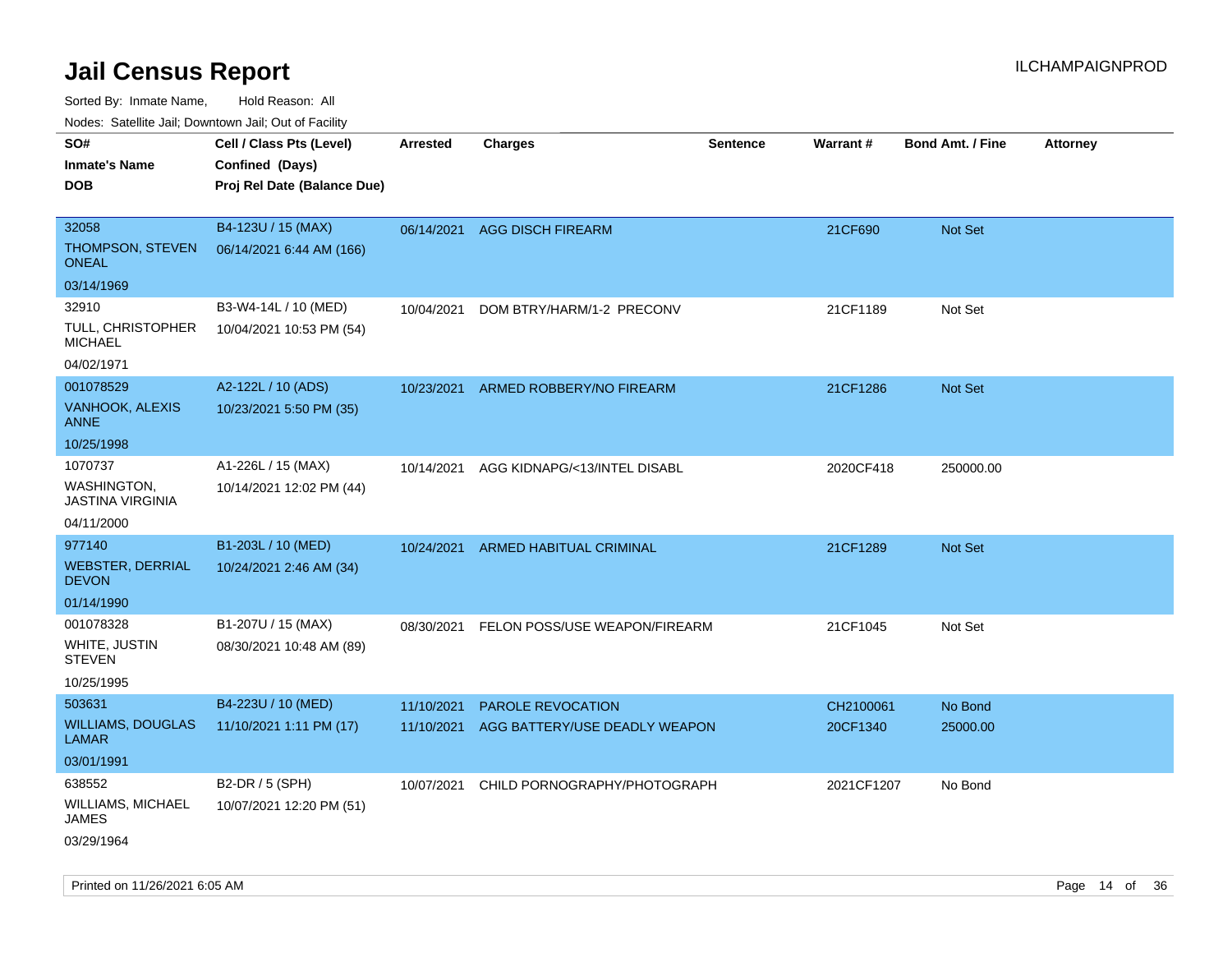# Jail Census Report

ILCHAMPAIGNPROD

Sorted By: Inmate Name, Hold Reason: All

Nodes: Satellite Jail; Downtown Jail; Out of Facility

| SO# / Inmate's Name / DOB | Cell / Class Pts (Level) / Confined (Days) / Proj Rel Date (Balance Due) | Arrested | Charges | Sentence | Warrant # | Bond Amt. / Fine | Attorney |
|---|---|---|---|---|---|---|---|
| 32058 THOMPSON, STEVEN ONEAL 03/14/1969 | B4-123U / 15 (MAX) 06/14/2021 6:44 AM (166) | 06/14/2021 | AGG DISCH FIREARM | | 21CF690 | Not Set | |
| 32910 TULL, CHRISTOPHER MICHAEL 04/02/1971 | B3-W4-14L / 10 (MED) 10/04/2021 10:53 PM (54) | 10/04/2021 | DOM BTRY/HARM/1-2 PRECONV | | 21CF1189 | Not Set | |
| 001078529 VANHOOK, ALEXIS ANNE 10/25/1998 | A2-122L / 10 (ADS) 10/23/2021 5:50 PM (35) | 10/23/2021 | ARMED ROBBERY/NO FIREARM | | 21CF1286 | Not Set | |
| 1070737 WASHINGTON, JASTINA VIRGINIA 04/11/2000 | A1-226L / 15 (MAX) 10/14/2021 12:02 PM (44) | 10/14/2021 | AGG KIDNAPG/<13/INTEL DISABL | | 2020CF418 | 250000.00 | |
| 977140 WEBSTER, DERRIAL DEVON 01/14/1990 | B1-203L / 10 (MED) 10/24/2021 2:46 AM (34) | 10/24/2021 | ARMED HABITUAL CRIMINAL | | 21CF1289 | Not Set | |
| 001078328 WHITE, JUSTIN STEVEN 10/25/1995 | B1-207U / 15 (MAX) 08/30/2021 10:48 AM (89) | 08/30/2021 | FELON POSS/USE WEAPON/FIREARM | | 21CF1045 | Not Set | |
| 503631 WILLIAMS, DOUGLAS LAMAR 03/01/1991 | B4-223U / 10 (MED) 11/10/2021 1:11 PM (17) | 11/10/2021 | PAROLE REVOCATION | | CH2100061 | No Bond | |
| | | 11/10/2021 | AGG BATTERY/USE DEADLY WEAPON | | 20CF1340 | 25000.00 | |
| 638552 WILLIAMS, MICHAEL JAMES 03/29/1964 | B2-DR / 5 (SPH) 10/07/2021 12:20 PM (51) | 10/07/2021 | CHILD PORNOGRAPHY/PHOTOGRAPH | | 2021CF1207 | No Bond | |

Printed on 11/26/2021 6:05 AM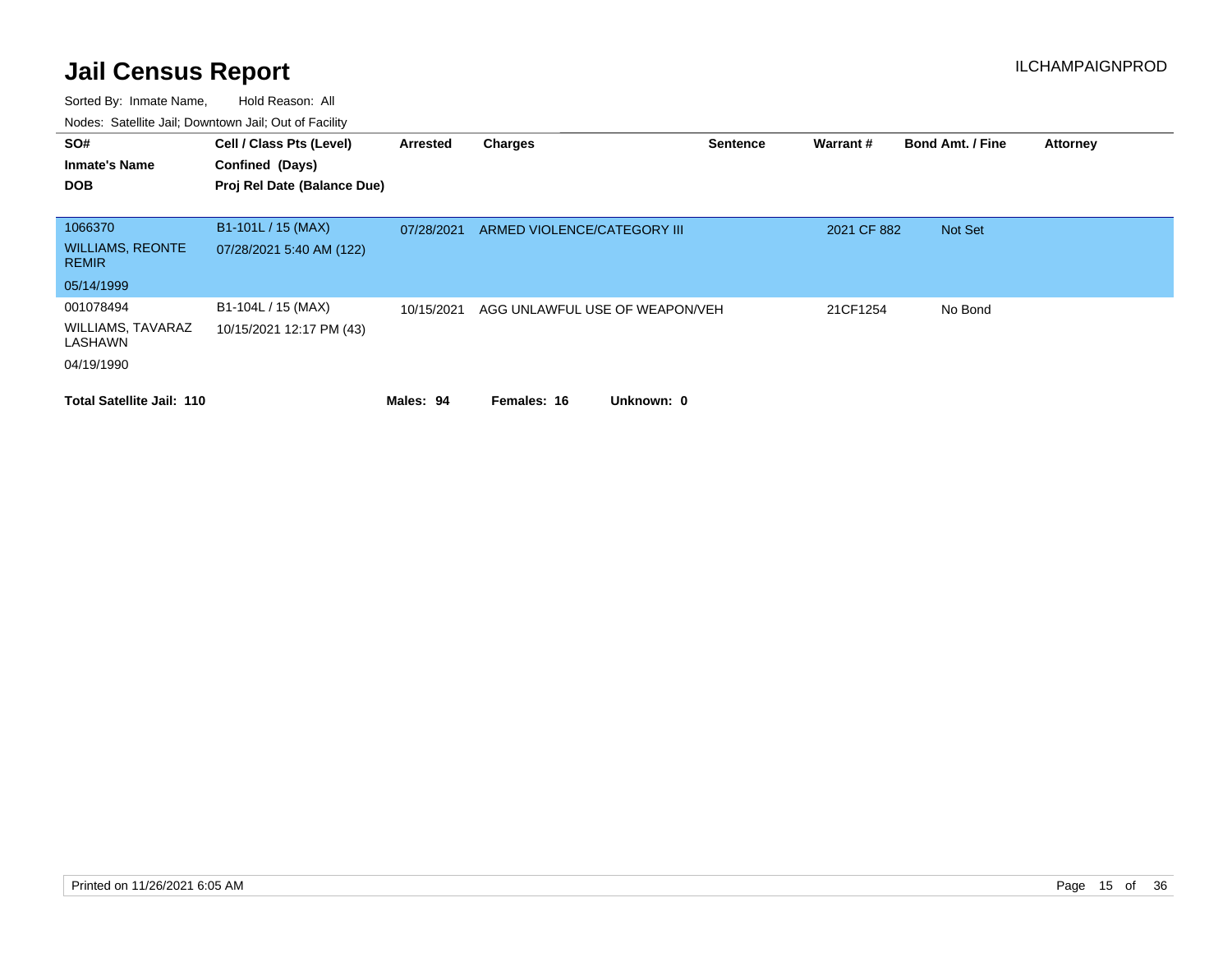# Jail Census Report

ILCHAMPAIGNPROD

Sorted By: Inmate Name, Hold Reason: All

Nodes: Satellite Jail; Downtown Jail; Out of Facility

| SO# / Inmate's Name / DOB | Cell / Class Pts (Level) / Confined (Days) / Proj Rel Date (Balance Due) | Arrested | Charges | Sentence | Warrant # | Bond Amt. / Fine | Attorney |
|---|---|---|---|---|---|---|---|
| 1066370<br>WILLIAMS, REONTE REMIR<br>05/14/1999 | B1-101L / 15 (MAX)<br>07/28/2021 5:40 AM (122) | 07/28/2021 | ARMED VIOLENCE/CATEGORY III | | 2021 CF 882 | Not Set | |
| 001078494<br>WILLIAMS, TAVARAZ LASHAWN<br>04/19/1990 | B1-104L / 15 (MAX)<br>10/15/2021 12:17 PM (43) | 10/15/2021 | AGG UNLAWFUL USE OF WEAPON/VEH | | 21CF1254 | No Bond | |

**Total Satellite Jail: 110** **Males: 94** **Females: 16** **Unknown: 0**

Printed on 11/26/2021 6:05 AM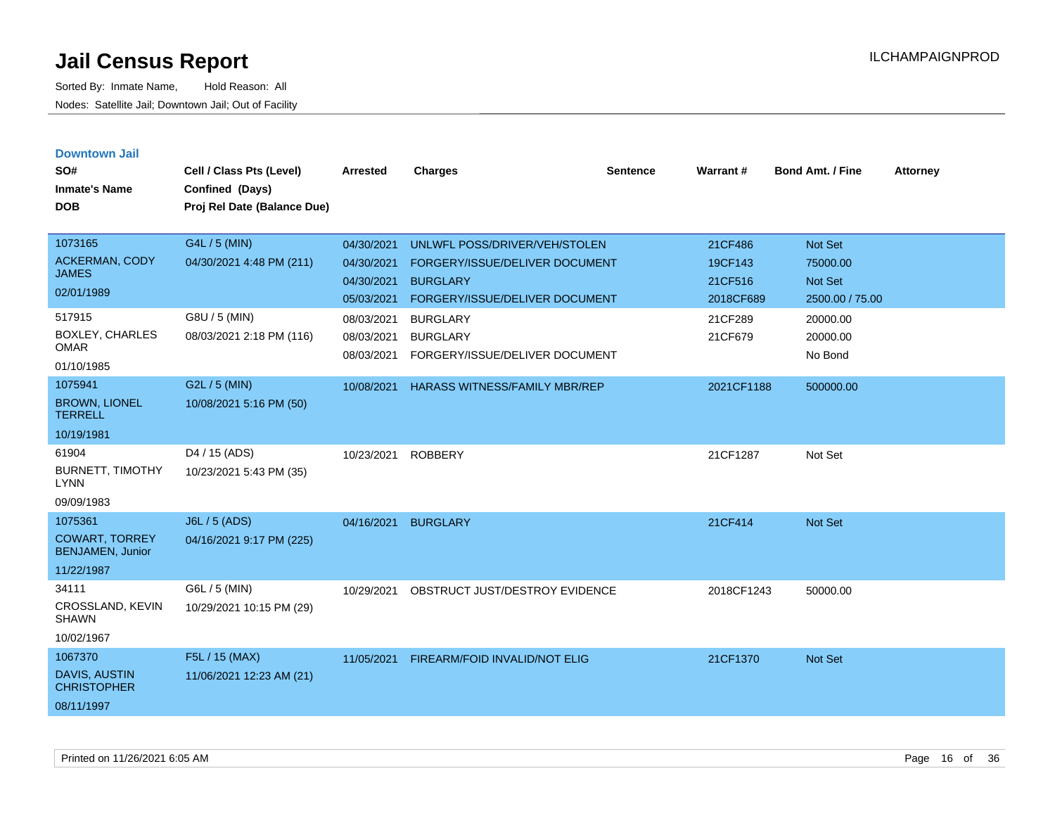# Jail Census Report

Sorted By: Inmate Name, Hold Reason: All

Nodes: Satellite Jail; Downtown Jail; Out of Facility

## Downtown Jail

| SO# / Inmate's Name / DOB | Cell / Class Pts (Level) / Confined (Days) / Proj Rel Date (Balance Due) | Arrested | Charges | Sentence | Warrant # | Bond Amt. / Fine | Attorney |
|---|---|---|---|---|---|---|---|
| 1073165 ACKERMAN, CODY JAMES 02/01/1989 | G4L / 5 (MIN) 04/30/2021 4:48 PM (211) | 04/30/2021 | UNLWFL POSS/DRIVER/VEH/STOLEN | | 21CF486 | Not Set | |
| | | 04/30/2021 | FORGERY/ISSUE/DELIVER DOCUMENT | | 19CF143 | 75000.00 | |
| | | 04/30/2021 | BURGLARY | | 21CF516 | Not Set | |
| | | 05/03/2021 | FORGERY/ISSUE/DELIVER DOCUMENT | | 2018CF689 | 2500.00 / 75.00 | |
| 517915 BOXLEY, CHARLES OMAR 01/10/1985 | G8U / 5 (MIN) 08/03/2021 2:18 PM (116) | 08/03/2021 | BURGLARY | | 21CF289 | 20000.00 | |
| | | 08/03/2021 | BURGLARY | | 21CF679 | 20000.00 | |
| | | 08/03/2021 | FORGERY/ISSUE/DELIVER DOCUMENT | | | No Bond | |
| 1075941 BROWN, LIONEL TERRELL 10/19/1981 | G2L / 5 (MIN) 10/08/2021 5:16 PM (50) | 10/08/2021 | HARASS WITNESS/FAMILY MBR/REP | | 2021CF1188 | 500000.00 | |
| 61904 BURNETT, TIMOTHY LYNN 09/09/1983 | D4 / 15 (ADS) 10/23/2021 5:43 PM (35) | 10/23/2021 | ROBBERY | | 21CF1287 | Not Set | |
| 1075361 COWART, TORREY BENJAMEN, Junior 11/22/1987 | J6L / 5 (ADS) 04/16/2021 9:17 PM (225) | 04/16/2021 | BURGLARY | | 21CF414 | Not Set | |
| 34111 CROSSLAND, KEVIN SHAWN 10/02/1967 | G6L / 5 (MIN) 10/29/2021 10:15 PM (29) | 10/29/2021 | OBSTRUCT JUST/DESTROY EVIDENCE | | 2018CF1243 | 50000.00 | |
| 1067370 DAVIS, AUSTIN CHRISTOPHER 08/11/1997 | F5L / 15 (MAX) 11/06/2021 12:23 AM (21) | 11/05/2021 | FIREARM/FOID INVALID/NOT ELIG | | 21CF1370 | Not Set | |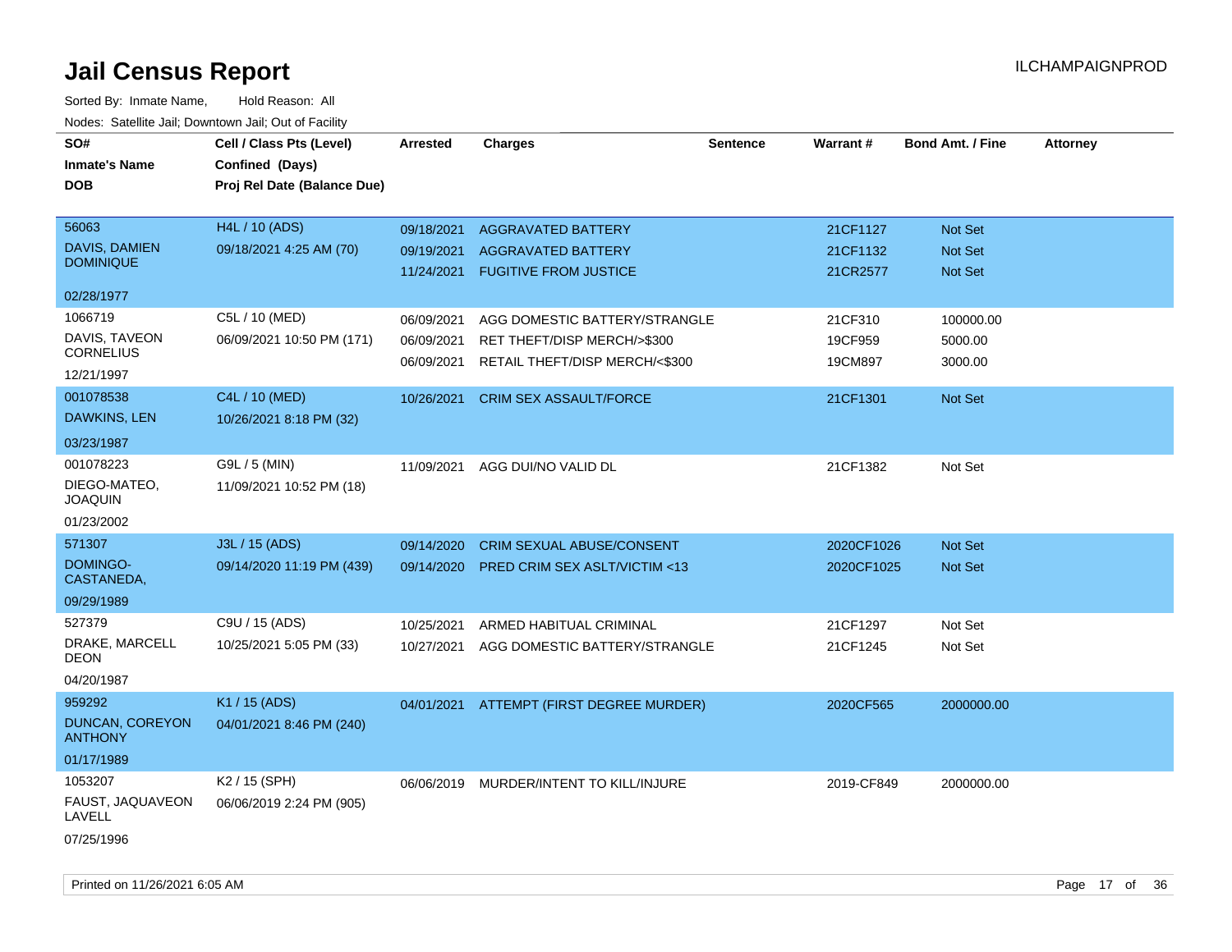# Jail Census Report

ILCHAMPAIGNPROD

Sorted By: Inmate Name, Hold Reason: All

Nodes: Satellite Jail; Downtown Jail; Out of Facility

| SO# / Inmate's Name / DOB | Cell / Class Pts (Level) / Confined (Days) / Proj Rel Date (Balance Due) | Arrested | Charges | Sentence | Warrant # | Bond Amt. / Fine | Attorney |
|---|---|---|---|---|---|---|---|
| 56063 DAVIS, DAMIEN DOMINIQUE 02/28/1977 | H4L / 10 (ADS) 09/18/2021 4:25 AM (70) | 09/18/2021 | AGGRAVATED BATTERY | | 21CF1127 | Not Set | |
| | | 09/19/2021 | AGGRAVATED BATTERY | | 21CF1132 | Not Set | |
| | | 11/24/2021 | FUGITIVE FROM JUSTICE | | 21CR2577 | Not Set | |
| 1066719 DAVIS, TAVEON CORNELIUS 12/21/1997 | C5L / 10 (MED) 06/09/2021 10:50 PM (171) | 06/09/2021 | AGG DOMESTIC BATTERY/STRANGLE | | 21CF310 | 100000.00 | |
| | | 06/09/2021 | RET THEFT/DISP MERCH/>$300 | | 19CF959 | 5000.00 | |
| | | 06/09/2021 | RETAIL THEFT/DISP MERCH/<$300 | | 19CM897 | 3000.00 | |
| 001078538 DAWKINS, LEN 03/23/1987 | C4L / 10 (MED) 10/26/2021 8:18 PM (32) | 10/26/2021 | CRIM SEX ASSAULT/FORCE | | 21CF1301 | Not Set | |
| 001078223 DIEGO-MATEO, JOAQUIN 01/23/2002 | G9L / 5 (MIN) 11/09/2021 10:52 PM (18) | 11/09/2021 | AGG DUI/NO VALID DL | | 21CF1382 | Not Set | |
| 571307 DOMINGO-CASTANEDA, 09/29/1989 | J3L / 15 (ADS) 09/14/2020 11:19 PM (439) | 09/14/2020 | CRIM SEXUAL ABUSE/CONSENT | | 2020CF1026 | Not Set | |
| | | 09/14/2020 | PRED CRIM SEX ASLT/VICTIM <13 | | 2020CF1025 | Not Set | |
| 527379 DRAKE, MARCELL DEON 04/20/1987 | C9U / 15 (ADS) 10/25/2021 5:05 PM (33) | 10/25/2021 | ARMED HABITUAL CRIMINAL | | 21CF1297 | Not Set | |
| | | 10/27/2021 | AGG DOMESTIC BATTERY/STRANGLE | | 21CF1245 | Not Set | |
| 959292 DUNCAN, COREYON ANTHONY 01/17/1989 | K1 / 15 (ADS) 04/01/2021 8:46 PM (240) | 04/01/2021 | ATTEMPT (FIRST DEGREE MURDER) | | 2020CF565 | 2000000.00 | |
| 1053207 FAUST, JAQUAVEON LAVELL 07/25/1996 | K2 / 15 (SPH) 06/06/2019 2:24 PM (905) | 06/06/2019 | MURDER/INTENT TO KILL/INJURE | | 2019-CF849 | 2000000.00 | |

Printed on 11/26/2021 6:05 AM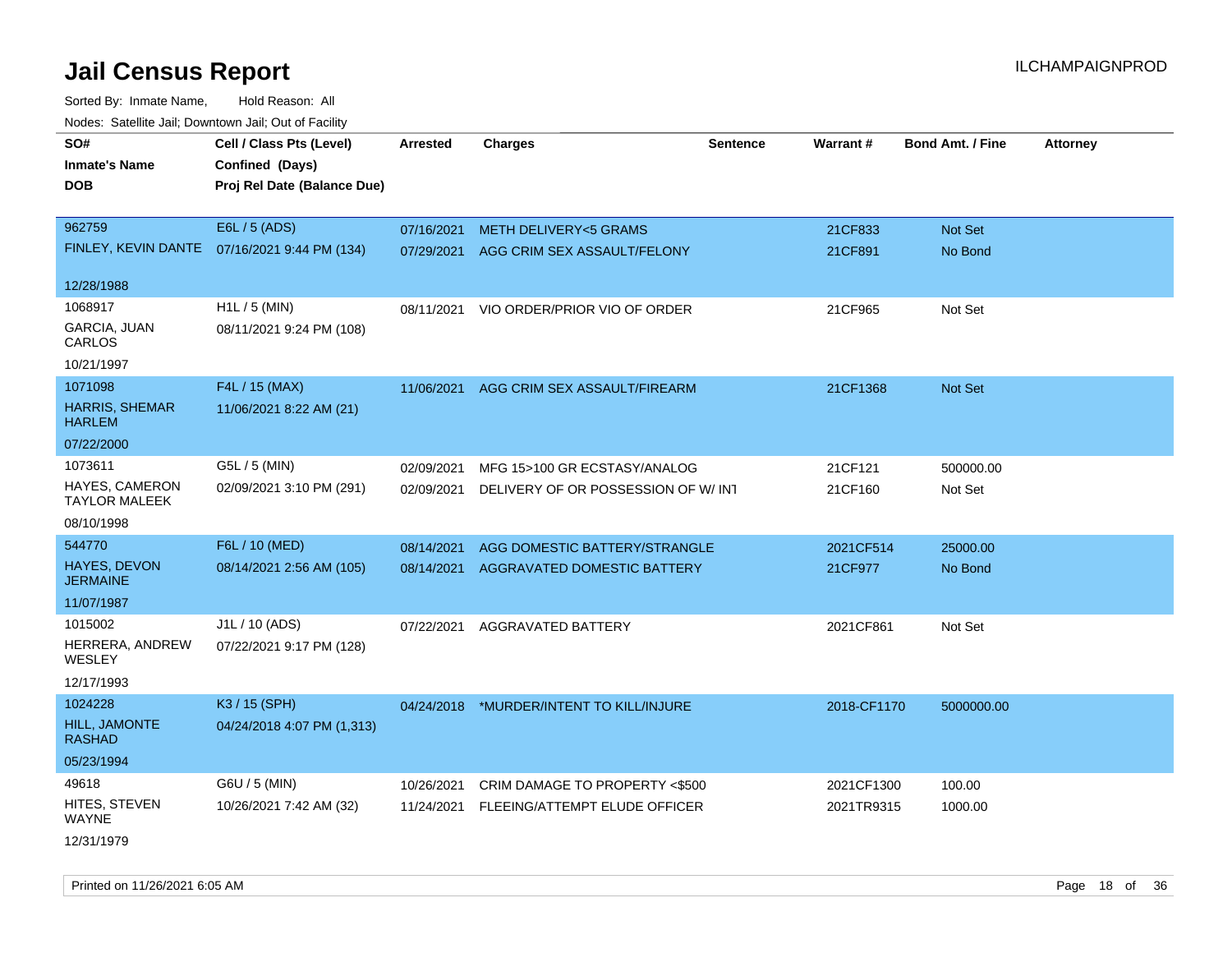# Jail Census Report

ILCHAMPAIGNPROD

Sorted By: Inmate Name, Hold Reason: All

Nodes: Satellite Jail; Downtown Jail; Out of Facility

| SO# / Inmate's Name / DOB | Cell / Class Pts (Level) / Confined (Days) / Proj Rel Date (Balance Due) | Arrested | Charges | Sentence | Warrant # | Bond Amt. / Fine | Attorney |
|---|---|---|---|---|---|---|---|
| 962759 | E6L / 5 (ADS) | 07/16/2021 | METH DELIVERY<5 GRAMS | | 21CF833 | Not Set | |
| FINLEY, KEVIN DANTE | 07/16/2021 9:44 PM (134) | 07/29/2021 | AGG CRIM SEX ASSAULT/FELONY | | 21CF891 | No Bond | |
| 12/28/1988 | | | | | | | |
| 1068917 | H1L / 5 (MIN) | 08/11/2021 | VIO ORDER/PRIOR VIO OF ORDER | | 21CF965 | Not Set | |
| GARCIA, JUAN CARLOS | 08/11/2021 9:24 PM (108) | | | | | | |
| 10/21/1997 | | | | | | | |
| 1071098 | F4L / 15 (MAX) | 11/06/2021 | AGG CRIM SEX ASSAULT/FIREARM | | 21CF1368 | Not Set | |
| HARRIS, SHEMAR HARLEM | 11/06/2021 8:22 AM (21) | | | | | | |
| 07/22/2000 | | | | | | | |
| 1073611 | G5L / 5 (MIN) | 02/09/2021 | MFG 15>100 GR ECSTASY/ANALOG | | 21CF121 | 500000.00 | |
| HAYES, CAMERON TAYLOR MALEEK | 02/09/2021 3:10 PM (291) | 02/09/2021 | DELIVERY OF OR POSSESSION OF W/ INT | | 21CF160 | Not Set | |
| 08/10/1998 | | | | | | | |
| 544770 | F6L / 10 (MED) | 08/14/2021 | AGG DOMESTIC BATTERY/STRANGLE | | 2021CF514 | 25000.00 | |
| HAYES, DEVON JERMAINE | 08/14/2021 2:56 AM (105) | 08/14/2021 | AGGRAVATED DOMESTIC BATTERY | | 21CF977 | No Bond | |
| 11/07/1987 | | | | | | | |
| 1015002 | J1L / 10 (ADS) | 07/22/2021 | AGGRAVATED BATTERY | | 2021CF861 | Not Set | |
| HERRERA, ANDREW WESLEY | 07/22/2021 9:17 PM (128) | | | | | | |
| 12/17/1993 | | | | | | | |
| 1024228 | K3 / 15 (SPH) | 04/24/2018 | *MURDER/INTENT TO KILL/INJURE | | 2018-CF1170 | 5000000.00 | |
| HILL, JAMONTE RASHAD | 04/24/2018 4:07 PM (1,313) | | | | | | |
| 05/23/1994 | | | | | | | |
| 49618 | G6U / 5 (MIN) | 10/26/2021 | CRIM DAMAGE TO PROPERTY <$500 | | 2021CF1300 | 100.00 | |
| HITES, STEVEN WAYNE | 10/26/2021 7:42 AM (32) | 11/24/2021 | FLEEING/ATTEMPT ELUDE OFFICER | | 2021TR9315 | 1000.00 | |
| 12/31/1979 | | | | | | | |

Printed on 11/26/2021 6:05 AM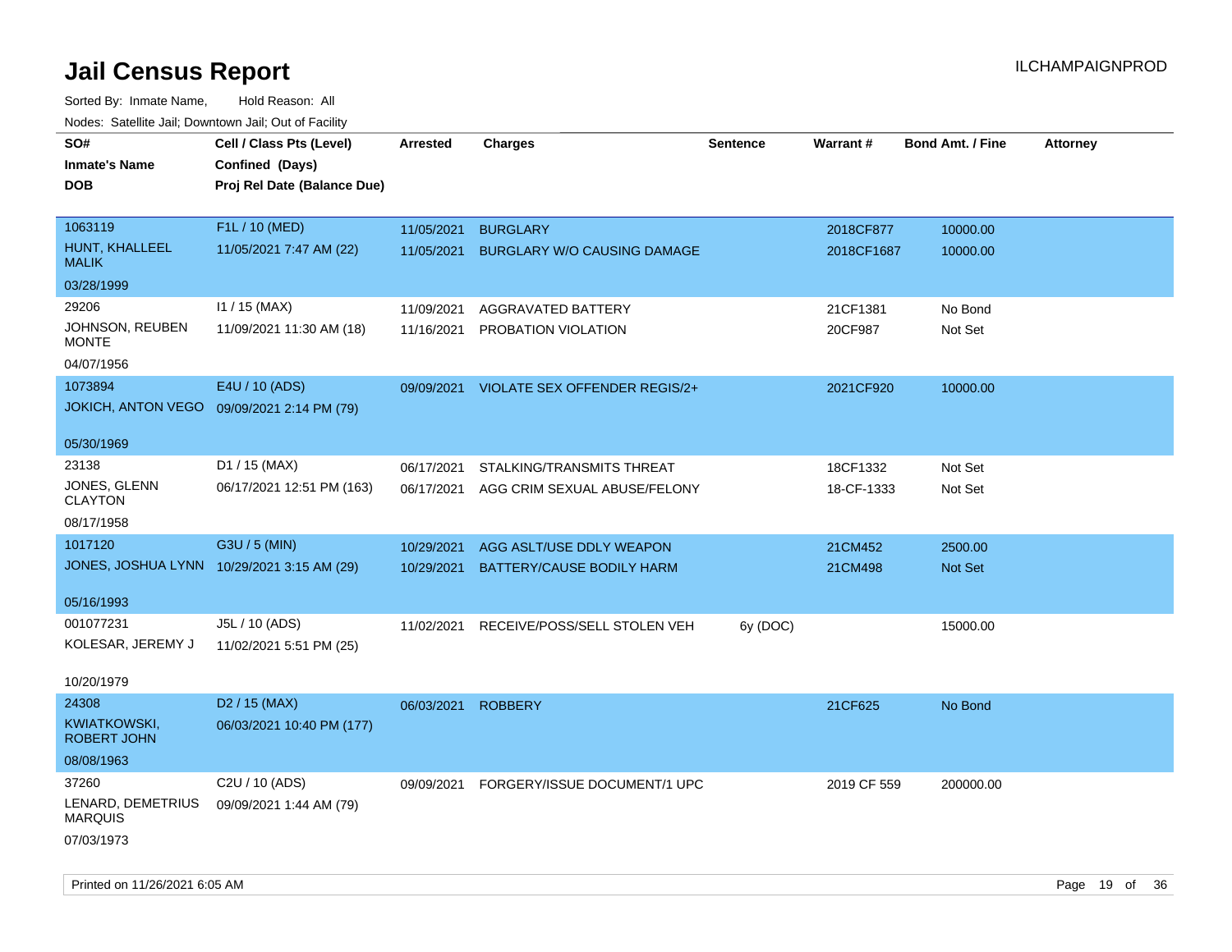# Jail Census Report

ILCHAMPAIGNPROD

Sorted By: Inmate Name, Hold Reason: All

Nodes: Satellite Jail; Downtown Jail; Out of Facility

| SO# / Inmate's Name / DOB | Cell / Class Pts (Level) / Confined (Days) / Proj Rel Date (Balance Due) | Arrested | Charges | Sentence | Warrant # | Bond Amt. / Fine | Attorney |
|---|---|---|---|---|---|---|---|
| 1063119<br>HUNT, KHALLEEL MALIK<br>03/28/1999 | F1L / 10 (MED)<br>11/05/2021 7:47 AM (22) | 11/05/2021<br>11/05/2021 | BURGLARY<br>BURGLARY W/O CAUSING DAMAGE | | 2018CF877<br>2018CF1687 | 10000.00<br>10000.00 | |
| 29206<br>JOHNSON, REUBEN MONTE<br>04/07/1956 | I1 / 15 (MAX)<br>11/09/2021 11:30 AM (18) | 11/09/2021<br>11/16/2021 | AGGRAVATED BATTERY<br>PROBATION VIOLATION | | 21CF1381<br>20CF987 | No Bond<br>Not Set | |
| 1073894<br>JOKICH, ANTON VEGO<br>05/30/1969 | E4U / 10 (ADS)<br>09/09/2021 2:14 PM (79) | 09/09/2021 | VIOLATE SEX OFFENDER REGIS/2+ | | 2021CF920 | 10000.00 | |
| 23138<br>JONES, GLENN CLAYTON<br>08/17/1958 | D1 / 15 (MAX)<br>06/17/2021 12:51 PM (163) | 06/17/2021<br>06/17/2021 | STALKING/TRANSMITS THREAT<br>AGG CRIM SEXUAL ABUSE/FELONY | | 18CF1332<br>18-CF-1333 | Not Set<br>Not Set | |
| 1017120<br>JONES, JOSHUA LYNN<br>05/16/1993 | G3U / 5 (MIN)<br>10/29/2021 3:15 AM (29) | 10/29/2021<br>10/29/2021 | AGG ASLT/USE DDLY WEAPON<br>BATTERY/CAUSE BODILY HARM | | 21CM452<br>21CM498 | 2500.00<br>Not Set | |
| 001077231<br>KOLESAR, JEREMY J<br>10/20/1979 | J5L / 10 (ADS)<br>11/02/2021 5:51 PM (25) | 11/02/2021 | RECEIVE/POSS/SELL STOLEN VEH | 6y (DOC) | | 15000.00 | |
| 24308<br>KWIATKOWSKI, ROBERT JOHN<br>08/08/1963 | D2 / 15 (MAX)<br>06/03/2021 10:40 PM (177) | 06/03/2021 | ROBBERY | | 21CF625 | No Bond | |
| 37260<br>LENARD, DEMETRIUS MARQUIS<br>07/03/1973 | C2U / 10 (ADS)<br>09/09/2021 1:44 AM (79) | 09/09/2021 | FORGERY/ISSUE DOCUMENT/1 UPC | | 2019 CF 559 | 200000.00 | |

Printed on 11/26/2021 6:05 AM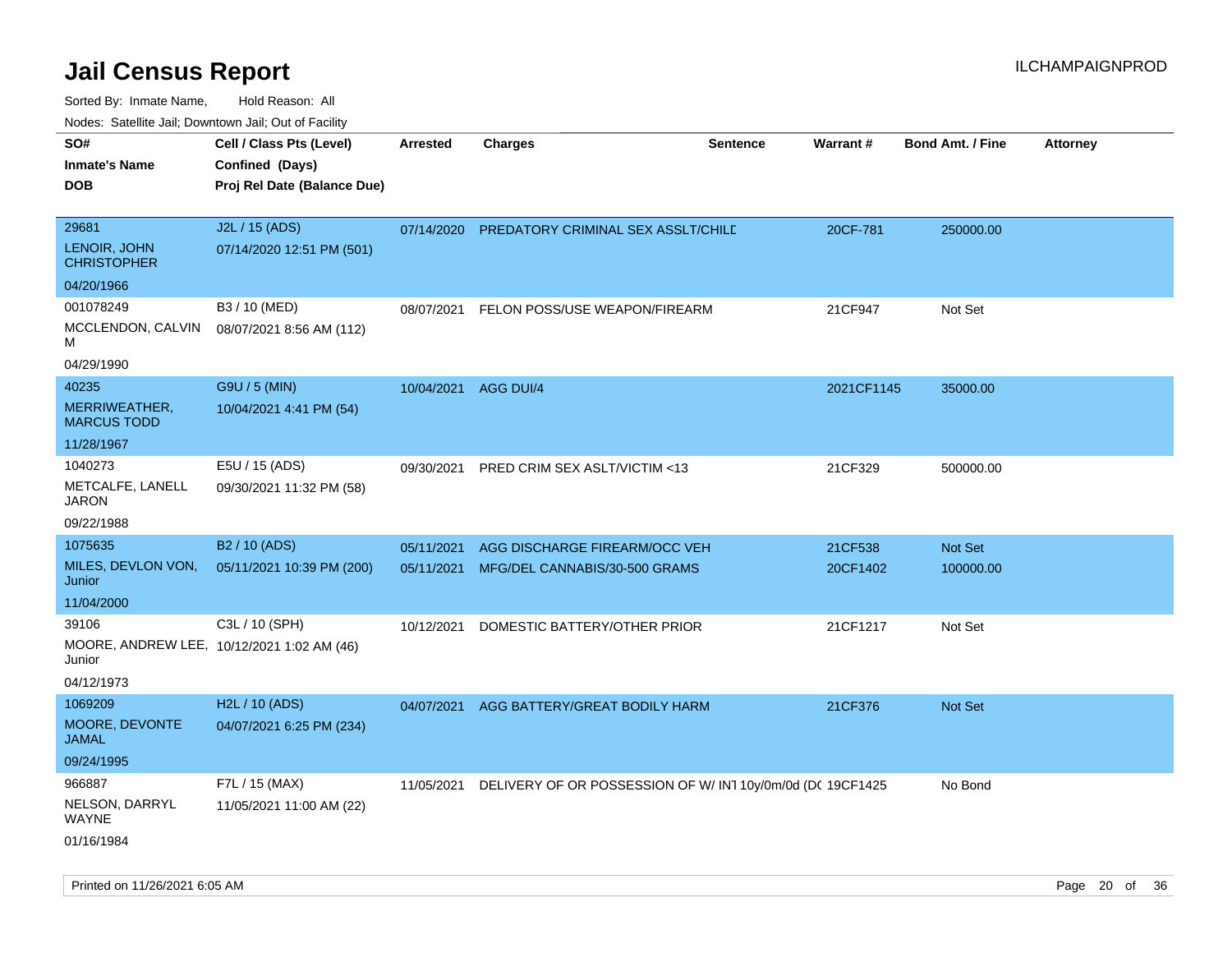# Jail Census Report

ILCHAMPAIGNPROD

Sorted By: Inmate Name, Hold Reason: All

Nodes: Satellite Jail; Downtown Jail; Out of Facility

| SO# / Inmate's Name / DOB | Cell / Class Pts (Level) / Confined (Days) / Proj Rel Date (Balance Due) | Arrested | Charges | Sentence | Warrant # | Bond Amt. / Fine | Attorney |
|---|---|---|---|---|---|---|---|
| 29681<br>LENOIR, JOHN CHRISTOPHER<br>04/20/1966 | J2L / 15 (ADS)<br>07/14/2020 12:51 PM (501) | 07/14/2020 | PREDATORY CRIMINAL SEX ASSLT/CHILD | | 20CF-781 | 250000.00 | |
| 001078249<br>MCCLENDON, CALVIN M<br>04/29/1990 | B3 / 10 (MED)<br>08/07/2021 8:56 AM (112) | 08/07/2021 | FELON POSS/USE WEAPON/FIREARM | | 21CF947 | Not Set | |
| 40235<br>MERRIWEATHER, MARCUS TODD<br>11/28/1967 | G9U / 5 (MIN)<br>10/04/2021 4:41 PM (54) | 10/04/2021 | AGG DUI/4 | | 2021CF1145 | 35000.00 | |
| 1040273<br>METCALFE, LANELL JARON<br>09/22/1988 | E5U / 15 (ADS)<br>09/30/2021 11:32 PM (58) | 09/30/2021 | PRED CRIM SEX ASLT/VICTIM <13 | | 21CF329 | 500000.00 | |
| 1075635<br>MILES, DEVLON VON, Junior<br>11/04/2000 | B2 / 10 (ADS)<br>05/11/2021 10:39 PM (200) | 05/11/2021<br>05/11/2021 | AGG DISCHARGE FIREARM/OCC VEH<br>MFG/DEL CANNABIS/30-500 GRAMS | | 21CF538<br>20CF1402 | Not Set<br>100000.00 | |
| 39106<br>MOORE, ANDREW LEE, Junior<br>04/12/1973 | C3L / 10 (SPH)<br>10/12/2021 1:02 AM (46) | 10/12/2021 | DOMESTIC BATTERY/OTHER PRIOR | | 21CF1217 | Not Set | |
| 1069209<br>MOORE, DEVONTE JAMAL<br>09/24/1995 | H2L / 10 (ADS)<br>04/07/2021 6:25 PM (234) | 04/07/2021 | AGG BATTERY/GREAT BODILY HARM | | 21CF376 | Not Set | |
| 966887<br>NELSON, DARRYL WAYNE<br>01/16/1984 | F7L / 15 (MAX)<br>11/05/2021 11:00 AM (22) | 11/05/2021 | DELIVERY OF OR POSSESSION OF W/ INT | 10y/0m/0d (DC | 19CF1425 | No Bond | |

Printed on 11/26/2021 6:05 AM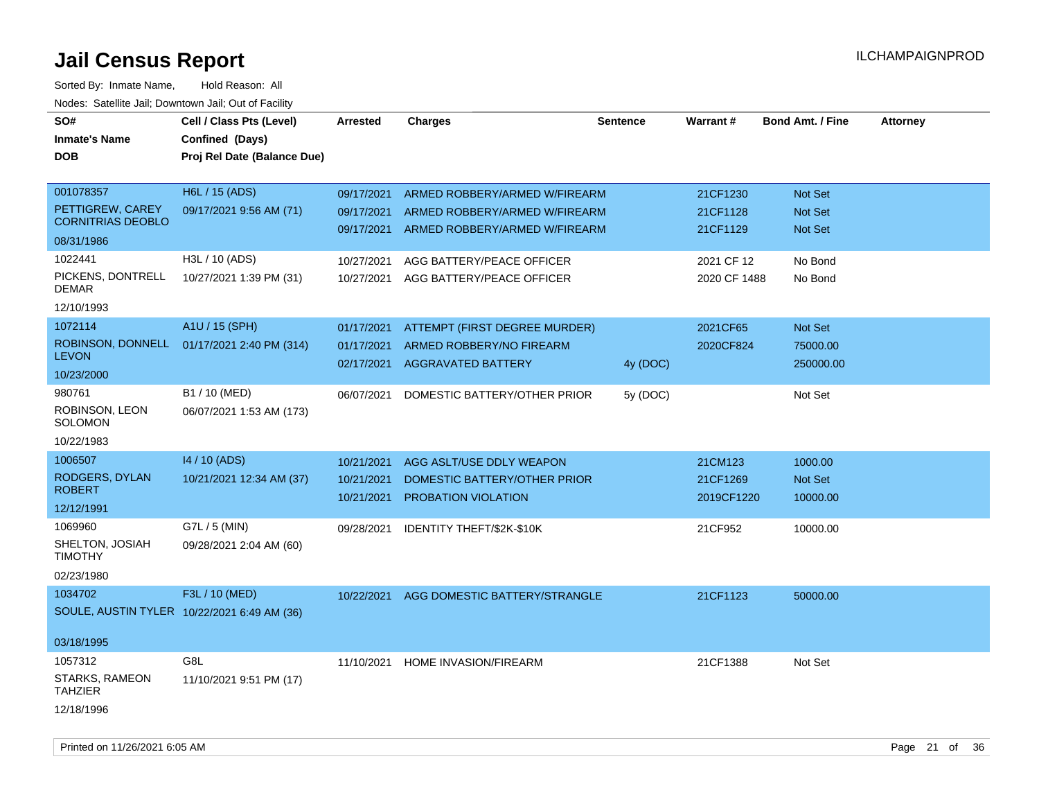# Jail Census Report

ILCHAMPAIGNPROD

Sorted By: Inmate Name, Hold Reason: All

Nodes: Satellite Jail; Downtown Jail; Out of Facility

| SO# / Inmate's Name / DOB | Cell / Class Pts (Level) / Confined (Days) / Proj Rel Date (Balance Due) | Arrested | Charges | Sentence | Warrant # | Bond Amt. / Fine | Attorney |
|---|---|---|---|---|---|---|---|
| 001078357 PETTIGREW, CAREY CORNITRIAS DEOBLO 08/31/1986 | H6L / 15 (ADS) 09/17/2021 9:56 AM (71) | 09/17/2021 | ARMED ROBBERY/ARMED W/FIREARM | | 21CF1230 | Not Set | |
| | | 09/17/2021 | ARMED ROBBERY/ARMED W/FIREARM | | 21CF1128 | Not Set | |
| | | 09/17/2021 | ARMED ROBBERY/ARMED W/FIREARM | | 21CF1129 | Not Set | |
| 1022441 PICKENS, DONTRELL DEMAR 12/10/1993 | H3L / 10 (ADS) 10/27/2021 1:39 PM (31) | 10/27/2021 | AGG BATTERY/PEACE OFFICER | | 2021 CF 12 | No Bond | |
| | | 10/27/2021 | AGG BATTERY/PEACE OFFICER | | 2020 CF 1488 | No Bond | |
| 1072114 ROBINSON, DONNELL LEVON 10/23/2000 | A1U / 15 (SPH) 01/17/2021 2:40 PM (314) | 01/17/2021 | ATTEMPT (FIRST DEGREE MURDER) | | 2021CF65 | Not Set | |
| | | 01/17/2021 | ARMED ROBBERY/NO FIREARM | | 2020CF824 | 75000.00 | |
| | | 02/17/2021 | AGGRAVATED BATTERY | 4y (DOC) | | 250000.00 | |
| 980761 ROBINSON, LEON SOLOMON 10/22/1983 | B1 / 10 (MED) 06/07/2021 1:53 AM (173) | 06/07/2021 | DOMESTIC BATTERY/OTHER PRIOR | 5y (DOC) | | Not Set | |
| 1006507 RODGERS, DYLAN ROBERT 12/12/1991 | I4 / 10 (ADS) 10/21/2021 12:34 AM (37) | 10/21/2021 | AGG ASLT/USE DDLY WEAPON | | 21CM123 | 1000.00 | |
| | | 10/21/2021 | DOMESTIC BATTERY/OTHER PRIOR | | 21CF1269 | Not Set | |
| | | 10/21/2021 | PROBATION VIOLATION | | 2019CF1220 | 10000.00 | |
| 1069960 SHELTON, JOSIAH TIMOTHY 02/23/1980 | G7L / 5 (MIN) 09/28/2021 2:04 AM (60) | 09/28/2021 | IDENTITY THEFT/$2K-$10K | | 21CF952 | 10000.00 | |
| 1034702 SOULE, AUSTIN TYLER 03/18/1995 | F3L / 10 (MED) 10/22/2021 6:49 AM (36) | 10/22/2021 | AGG DOMESTIC BATTERY/STRANGLE | | 21CF1123 | 50000.00 | |
| 1057312 STARKS, RAMEON TAHZIER 12/18/1996 | G8L 11/10/2021 9:51 PM (17) | 11/10/2021 | HOME INVASION/FIREARM | | 21CF1388 | Not Set | |

Printed on 11/26/2021 6:05 AM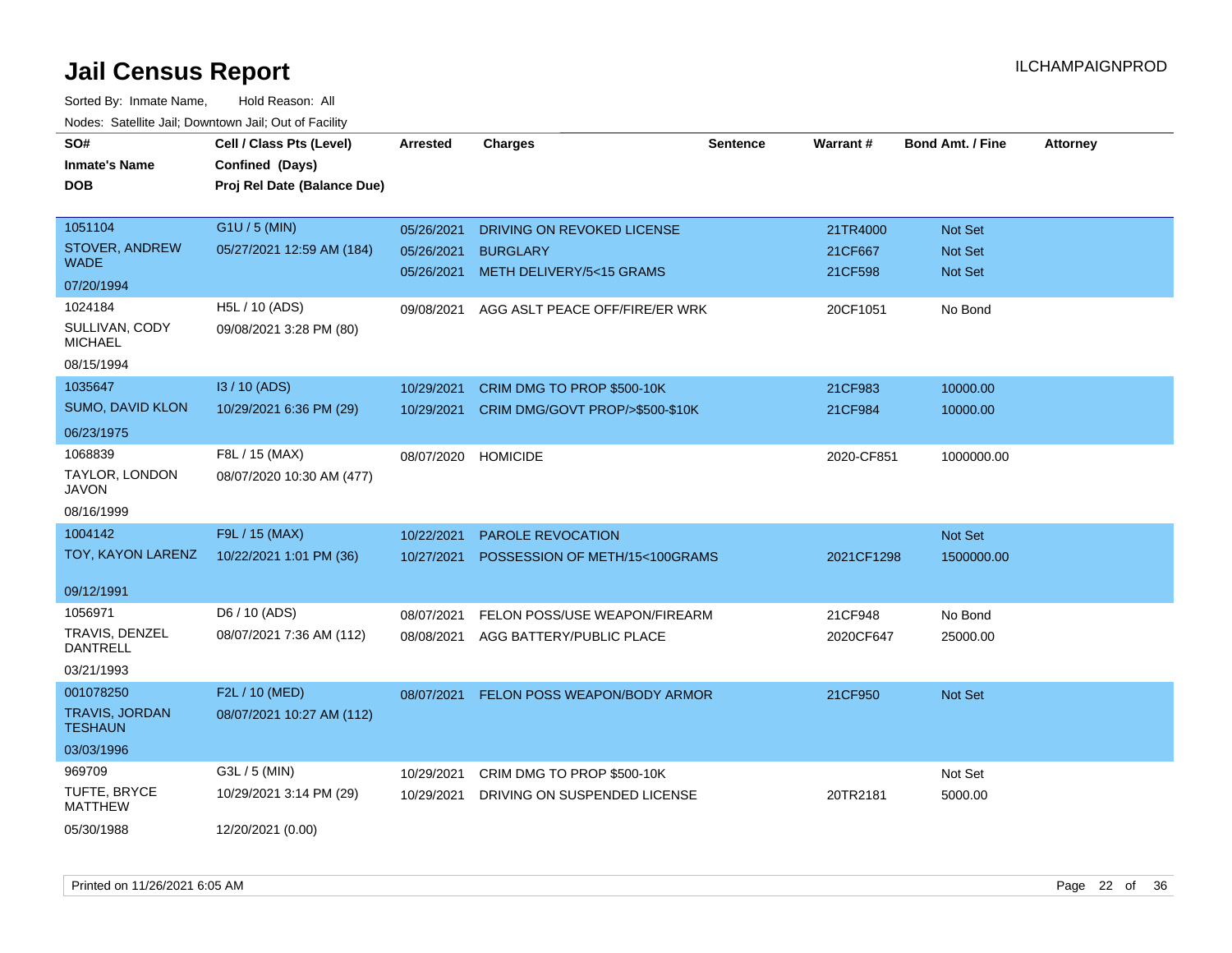# Jail Census Report

ILCHAMPAIGNPROD

Sorted By: Inmate Name, Hold Reason: All

Nodes: Satellite Jail; Downtown Jail; Out of Facility

| SO# / Inmate's Name / DOB | Cell / Class Pts (Level) / Confined (Days) / Proj Rel Date (Balance Due) | Arrested | Charges | Sentence | Warrant # | Bond Amt. / Fine | Attorney |
|---|---|---|---|---|---|---|---|
| 1051104<br>STOVER, ANDREW WADE<br>07/20/1994 | G1U / 5 (MIN)<br>05/27/2021 12:59 AM (184) | 05/26/2021 | DRIVING ON REVOKED LICENSE | | 21TR4000 | Not Set | |
| | | 05/26/2021 | BURGLARY | | 21CF667 | Not Set | |
| | | 05/26/2021 | METH DELIVERY/5<15 GRAMS | | 21CF598 | Not Set | |
| 1024184<br>SULLIVAN, CODY MICHAEL<br>08/15/1994 | H5L / 10 (ADS)<br>09/08/2021 3:28 PM (80) | 09/08/2021 | AGG ASLT PEACE OFF/FIRE/ER WRK | | 20CF1051 | No Bond | |
| 1035647<br>SUMO, DAVID KLON<br>06/23/1975 | I3 / 10 (ADS)<br>10/29/2021 6:36 PM (29) | 10/29/2021 | CRIM DMG TO PROP $500-10K | | 21CF983 | 10000.00 | |
| | | 10/29/2021 | CRIM DMG/GOVT PROP/>$500-$10K | | 21CF984 | 10000.00 | |
| 1068839<br>TAYLOR, LONDON JAVON<br>08/16/1999 | F8L / 15 (MAX)<br>08/07/2020 10:30 AM (477) | 08/07/2020 | HOMICIDE | | 2020-CF851 | 1000000.00 | |
| 1004142<br>TOY, KAYON LARENZ<br>09/12/1991 | F9L / 15 (MAX)<br>10/22/2021 1:01 PM (36) | 10/22/2021 | PAROLE REVOCATION | | | Not Set | |
| | | 10/27/2021 | POSSESSION OF METH/15<100GRAMS | | 2021CF1298 | 1500000.00 | |
| 1056971<br>TRAVIS, DENZEL DANTRELL<br>03/21/1993 | D6 / 10 (ADS)<br>08/07/2021 7:36 AM (112) | 08/07/2021 | FELON POSS/USE WEAPON/FIREARM | | 21CF948 | No Bond | |
| | | 08/08/2021 | AGG BATTERY/PUBLIC PLACE | | 2020CF647 | 25000.00 | |
| 001078250<br>TRAVIS, JORDAN TESHAUN<br>03/03/1996 | F2L / 10 (MED)<br>08/07/2021 10:27 AM (112) | 08/07/2021 | FELON POSS WEAPON/BODY ARMOR | | 21CF950 | Not Set | |
| 969709<br>TUFTE, BRYCE MATTHEW<br>05/30/1988 | G3L / 5 (MIN)<br>10/29/2021 3:14 PM (29)<br>12/20/2021 (0.00) | 10/29/2021 | CRIM DMG TO PROP $500-10K | | | Not Set | |
| | | 10/29/2021 | DRIVING ON SUSPENDED LICENSE | | 20TR2181 | 5000.00 | |

Printed on 11/26/2021 6:05 AM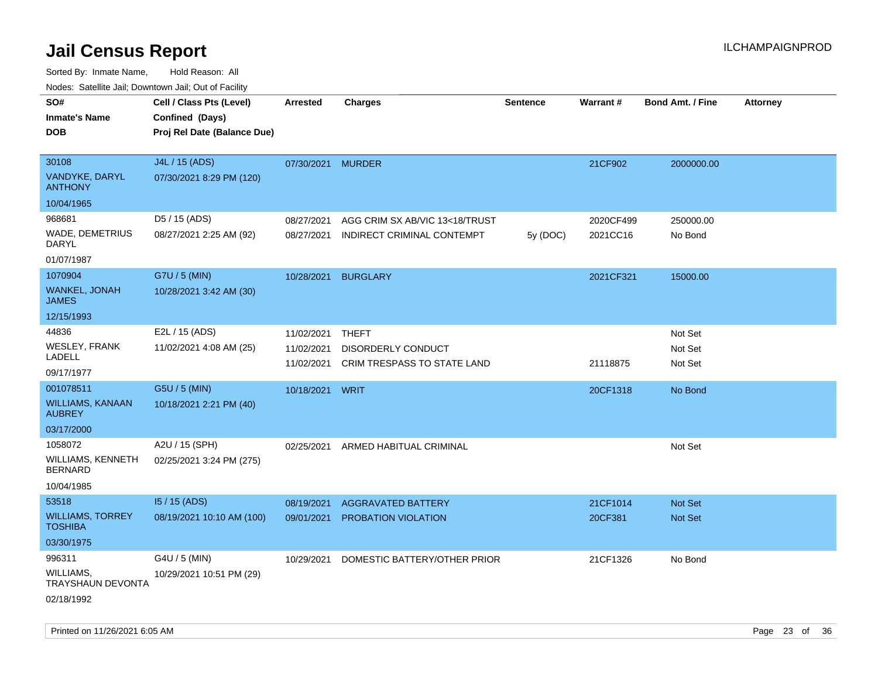# Jail Census Report

ILCHAMPAIGNPROD

Sorted By: Inmate Name, Hold Reason: All

Nodes: Satellite Jail; Downtown Jail; Out of Facility

| SO# / Inmate's Name / DOB | Cell / Class Pts (Level) / Confined (Days) / Proj Rel Date (Balance Due) | Arrested | Charges | Sentence | Warrant # | Bond Amt. / Fine | Attorney |
|---|---|---|---|---|---|---|---|
| 30108<br>VANDYKE, DARYL ANTHONY<br>10/04/1965 | J4L / 15 (ADS)<br>07/30/2021 8:29 PM (120) | 07/30/2021 | MURDER | | 21CF902 | 2000000.00 | |
| 968681<br>WADE, DEMETRIUS DARYL<br>01/07/1987 | D5 / 15 (ADS)<br>08/27/2021 2:25 AM (92) | 08/27/2021 | AGG CRIM SX AB/VIC 13<18/TRUST | | 2020CF499 | 250000.00 | |
| | | 08/27/2021 | INDIRECT CRIMINAL CONTEMPT | 5y (DOC) | 2021CC16 | No Bond | |
| 1070904<br>WANKEL, JONAH JAMES<br>12/15/1993 | G7U / 5 (MIN)<br>10/28/2021 3:42 AM (30) | 10/28/2021 | BURGLARY | | 2021CF321 | 15000.00 | |
| 44836<br>WESLEY, FRANK LADELL<br>09/17/1977 | E2L / 15 (ADS)<br>11/02/2021 4:08 AM (25) | 11/02/2021 | THEFT | | | Not Set | |
| | | 11/02/2021 | DISORDERLY CONDUCT | | | Not Set | |
| | | 11/02/2021 | CRIM TRESPASS TO STATE LAND | | 21118875 | Not Set | |
| 001078511<br>WILLIAMS, KANAAN AUBREY<br>03/17/2000 | G5U / 5 (MIN)<br>10/18/2021 2:21 PM (40) | 10/18/2021 | WRIT | | 20CF1318 | No Bond | |
| 1058072<br>WILLIAMS, KENNETH BERNARD<br>10/04/1985 | A2U / 15 (SPH)<br>02/25/2021 3:24 PM (275) | 02/25/2021 | ARMED HABITUAL CRIMINAL | | | Not Set | |
| 53518<br>WILLIAMS, TORREY TOSHIBA<br>03/30/1975 | I5 / 15 (ADS)<br>08/19/2021 10:10 AM (100) | 08/19/2021 | AGGRAVATED BATTERY | | 21CF1014 | Not Set | |
| | | 09/01/2021 | PROBATION VIOLATION | | 20CF381 | Not Set | |
| 996311<br>WILLIAMS, TRAYSHAUN DEVONTA<br>02/18/1992 | G4U / 5 (MIN)<br>10/29/2021 10:51 PM (29) | 10/29/2021 | DOMESTIC BATTERY/OTHER PRIOR | | 21CF1326 | No Bond | |

Printed on 11/26/2021 6:05 AM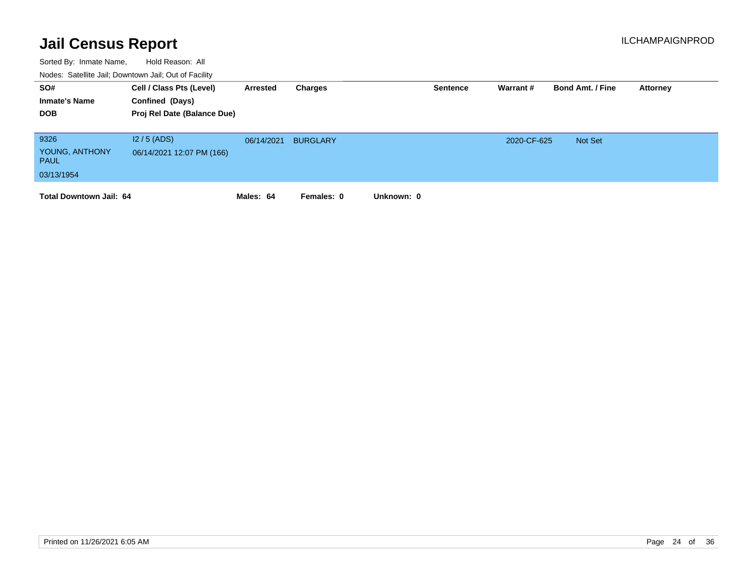# Jail Census Report

ILCHAMPAIGNPROD

Sorted By: Inmate Name, Hold Reason: All

Nodes: Satellite Jail; Downtown Jail; Out of Facility

| SO# / Inmate's Name / DOB | Cell / Class Pts (Level) / Confined (Days) / Proj Rel Date (Balance Due) | Arrested | Charges | Sentence | Warrant # | Bond Amt. / Fine | Attorney |
|---|---|---|---|---|---|---|---|
| 9326<br>YOUNG, ANTHONY PAUL<br>03/13/1954 | I2 / 5 (ADS)<br>06/14/2021 12:07 PM (166) | 06/14/2021 | BURGLARY | | 2020-CF-625 | Not Set | |

**Total Downtown Jail: 64** **Males: 64** **Females: 0** **Unknown: 0**

Printed on 11/26/2021 6:05 AM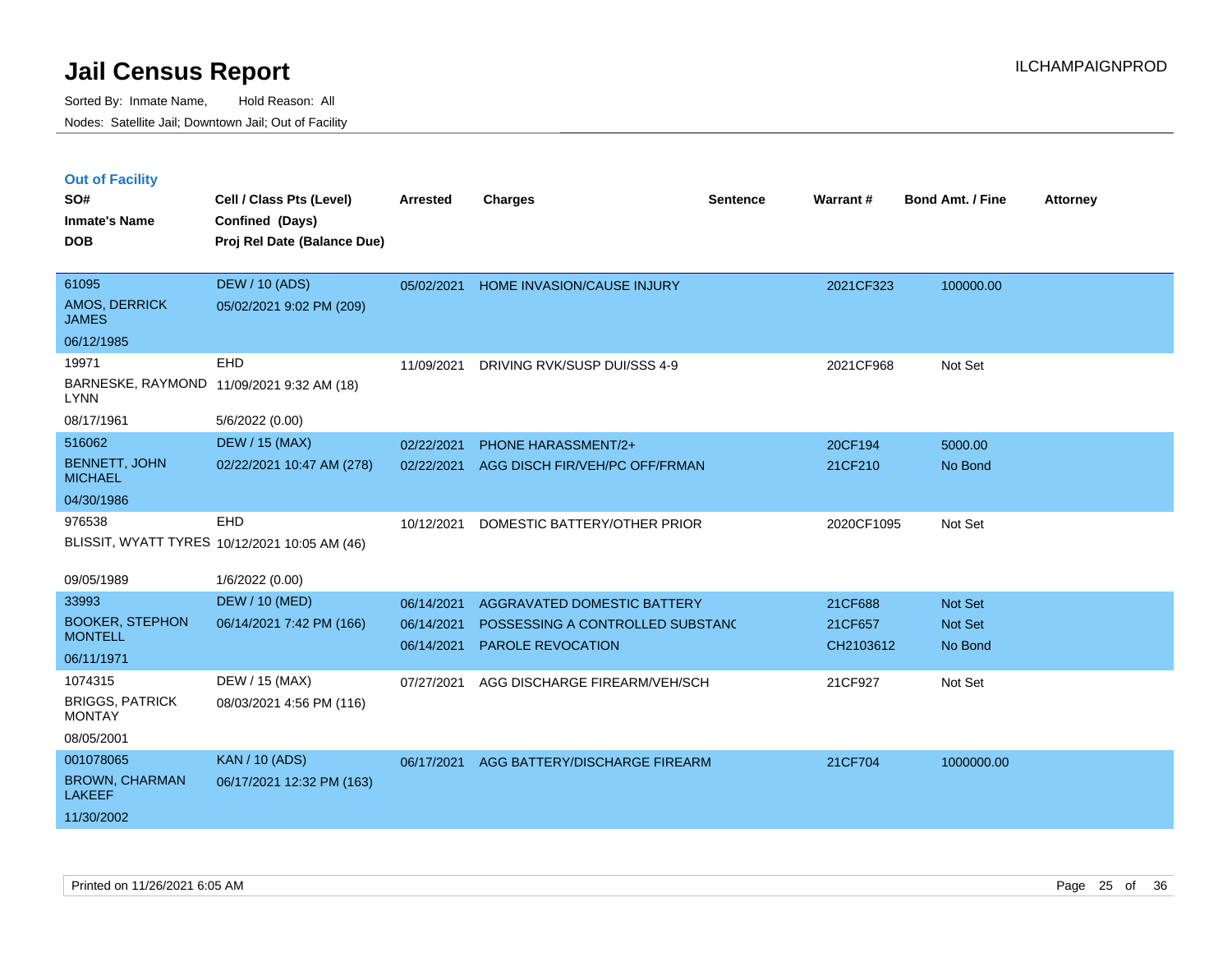# Jail Census Report

Sorted By: Inmate Name, Hold Reason: All

Nodes: Satellite Jail; Downtown Jail; Out of Facility

ILCHAMPAIGNPROD

## Out of Facility

| SO# / Inmate's Name / DOB | Cell / Class Pts (Level) / Confined (Days) / Proj Rel Date (Balance Due) | Arrested | Charges | Sentence | Warrant # | Bond Amt. / Fine | Attorney |
|---|---|---|---|---|---|---|---|
| 61095<br>AMOS, DERRICK JAMES<br>06/12/1985 | DEW / 10 (ADS)<br>05/02/2021 9:02 PM (209) | 05/02/2021 | HOME INVASION/CAUSE INJURY | | 2021CF323 | 100000.00 | |
| 19971<br>BARNESKE, RAYMOND LYNN<br>08/17/1961 | EHD<br>11/09/2021 9:32 AM (18)<br>5/6/2022 (0.00) | 11/09/2021 | DRIVING RVK/SUSP DUI/SSS 4-9 | | 2021CF968 | Not Set | |
| 516062<br>BENNETT, JOHN MICHAEL<br>04/30/1986 | DEW / 15 (MAX)<br>02/22/2021 10:47 AM (278) | 02/22/2021<br>02/22/2021 | PHONE HARASSMENT/2+<br>AGG DISCH FIR/VEH/PC OFF/FRMAN | | 20CF194<br>21CF210 | 5000.00<br>No Bond | |
| 976538<br>BLISSIT, WYATT TYRES<br>09/05/1989 | EHD<br>10/12/2021 10:05 AM (46)<br>1/6/2022 (0.00) | 10/12/2021 | DOMESTIC BATTERY/OTHER PRIOR | | 2020CF1095 | Not Set | |
| 33993<br>BOOKER, STEPHON MONTELL<br>06/11/1971 | DEW / 10 (MED)<br>06/14/2021 7:42 PM (166) | 06/14/2021<br>06/14/2021<br>06/14/2021 | AGGRAVATED DOMESTIC BATTERY<br>POSSESSING A CONTROLLED SUBSTANC<br>PAROLE REVOCATION | | 21CF688<br>21CF657<br>CH2103612 | Not Set<br>Not Set<br>No Bond | |
| 1074315<br>BRIGGS, PATRICK MONTAY<br>08/05/2001 | DEW / 15 (MAX)<br>08/03/2021 4:56 PM (116) | 07/27/2021 | AGG DISCHARGE FIREARM/VEH/SCH | | 21CF927 | Not Set | |
| 001078065<br>BROWN, CHARMAN LAKEEF<br>11/30/2002 | KAN / 10 (ADS)<br>06/17/2021 12:32 PM (163) | 06/17/2021 | AGG BATTERY/DISCHARGE FIREARM | | 21CF704 | 1000000.00 | |

Printed on 11/26/2021 6:05 AM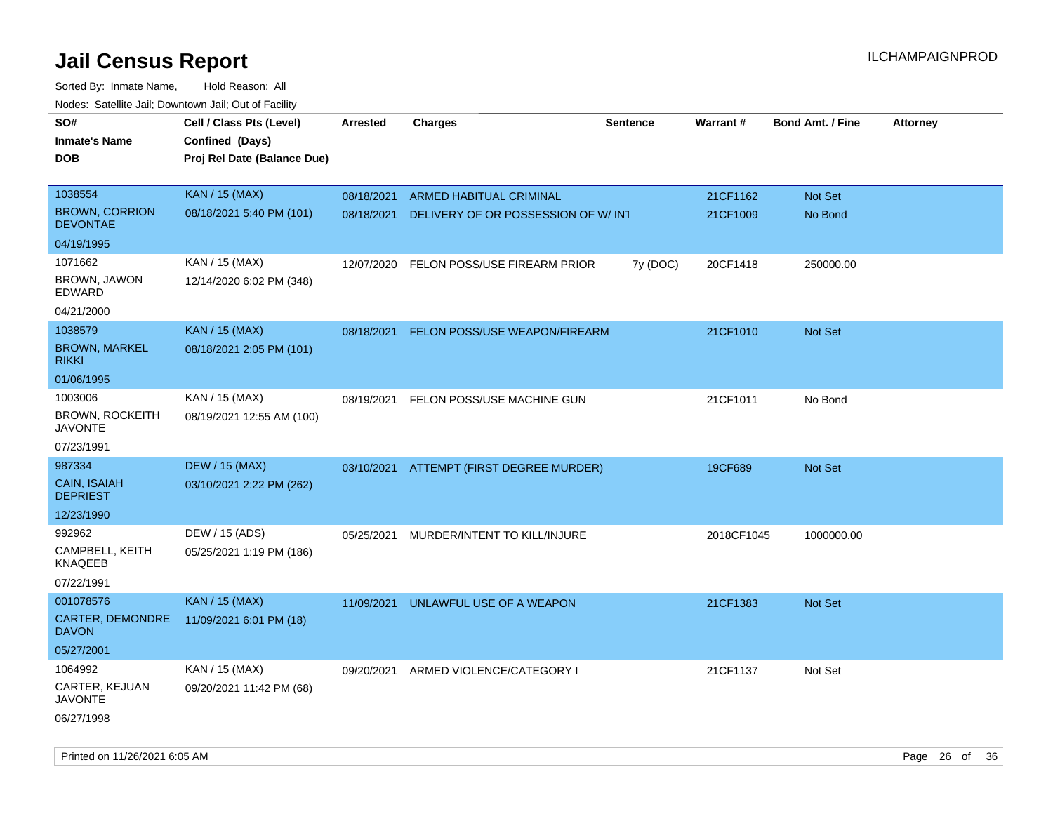# Jail Census Report

Sorted By: Inmate Name, Hold Reason: All

Nodes: Satellite Jail; Downtown Jail; Out of Facility

| SO# / Inmate's Name / DOB | Cell / Class Pts (Level) / Confined (Days) / Proj Rel Date (Balance Due) | Arrested | Charges | Sentence | Warrant # | Bond Amt. / Fine | Attorney |
|---|---|---|---|---|---|---|---|
| 1038554 BROWN, CORRION DEVONTAE 04/19/1995 | KAN / 15 (MAX) 08/18/2021 5:40 PM (101) | 08/18/2021 | ARMED HABITUAL CRIMINAL | | 21CF1162 | Not Set | |
| | | 08/18/2021 | DELIVERY OF OR POSSESSION OF W/ INT | | 21CF1009 | No Bond | |
| 1071662 BROWN, JAWON EDWARD 04/21/2000 | KAN / 15 (MAX) 12/14/2020 6:02 PM (348) | 12/07/2020 | FELON POSS/USE FIREARM PRIOR | 7y (DOC) | 20CF1418 | 250000.00 | |
| 1038579 BROWN, MARKEL RIKKI 01/06/1995 | KAN / 15 (MAX) 08/18/2021 2:05 PM (101) | 08/18/2021 | FELON POSS/USE WEAPON/FIREARM | | 21CF1010 | Not Set | |
| 1003006 BROWN, ROCKEITH JAVONTE 07/23/1991 | KAN / 15 (MAX) 08/19/2021 12:55 AM (100) | 08/19/2021 | FELON POSS/USE MACHINE GUN | | 21CF1011 | No Bond | |
| 987334 CAIN, ISAIAH DEPRIEST 12/23/1990 | DEW / 15 (MAX) 03/10/2021 2:22 PM (262) | 03/10/2021 | ATTEMPT (FIRST DEGREE MURDER) | | 19CF689 | Not Set | |
| 992962 CAMPBELL, KEITH KNAQEEB 07/22/1991 | DEW / 15 (ADS) 05/25/2021 1:19 PM (186) | 05/25/2021 | MURDER/INTENT TO KILL/INJURE | | 2018CF1045 | 1000000.00 | |
| 001078576 CARTER, DEMONDRE DAVON 05/27/2001 | KAN / 15 (MAX) 11/09/2021 6:01 PM (18) | 11/09/2021 | UNLAWFUL USE OF A WEAPON | | 21CF1383 | Not Set | |
| 1064992 CARTER, KEJUAN JAVONTE 06/27/1998 | KAN / 15 (MAX) 09/20/2021 11:42 PM (68) | 09/20/2021 | ARMED VIOLENCE/CATEGORY I | | 21CF1137 | Not Set | |

Printed on 11/26/2021 6:05 AM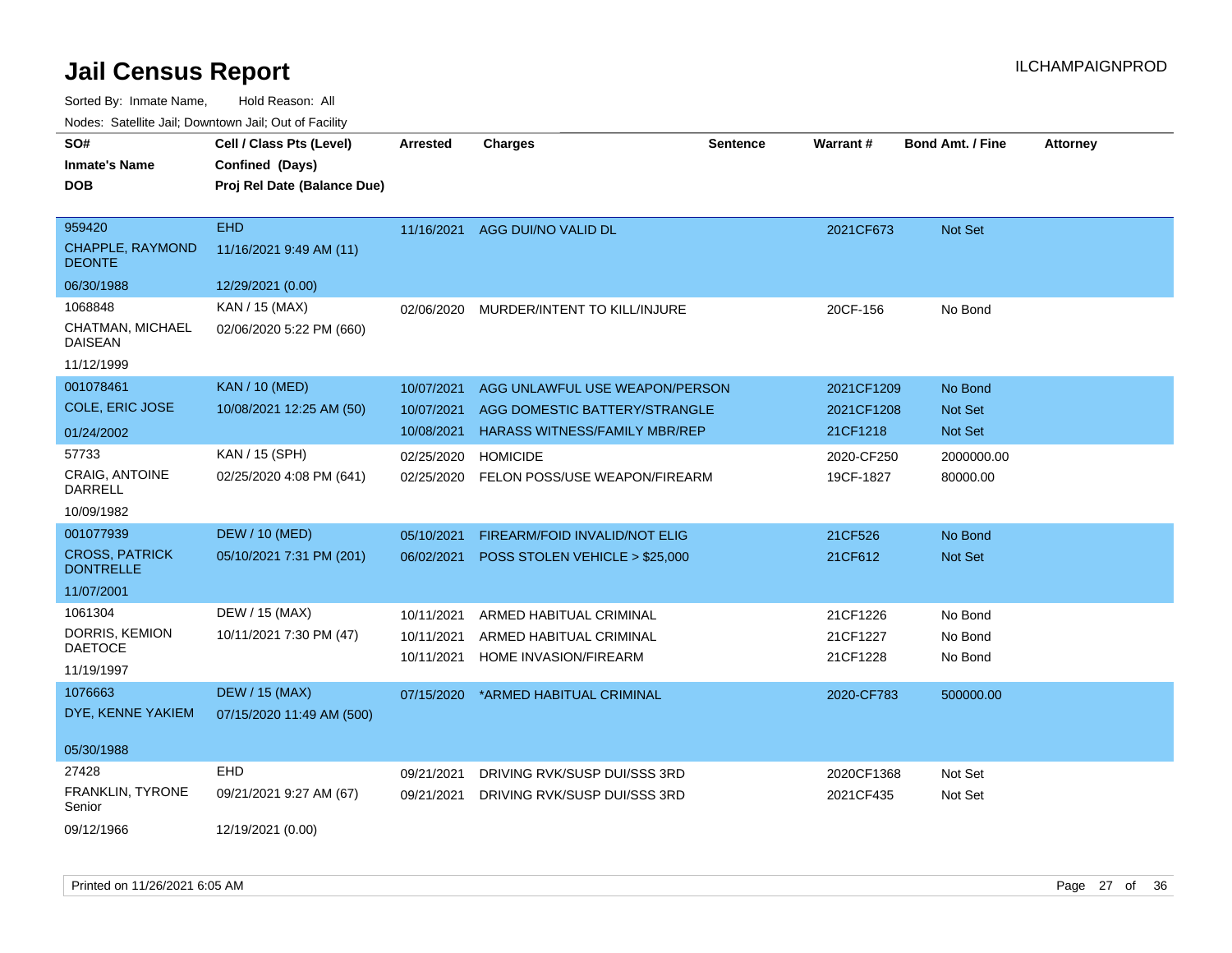# Jail Census Report

Sorted By: Inmate Name, Hold Reason: All

Nodes: Satellite Jail; Downtown Jail; Out of Facility

| SO# / Inmate's Name / DOB | Cell / Class Pts (Level) / Confined (Days) / Proj Rel Date (Balance Due) | Arrested | Charges | Sentence | Warrant # | Bond Amt. / Fine | Attorney |
|---|---|---|---|---|---|---|---|
| 959420<br>CHAPPLE, RAYMOND DEONTE<br>06/30/1988 | EHD<br>11/16/2021 9:49 AM (11)<br>12/29/2021 (0.00) | 11/16/2021 | AGG DUI/NO VALID DL | | 2021CF673 | Not Set | |
| 1068848<br>CHATMAN, MICHAEL DAISEAN<br>11/12/1999 | KAN / 15 (MAX)<br>02/06/2020 5:22 PM (660) | 02/06/2020 | MURDER/INTENT TO KILL/INJURE | | 20CF-156 | No Bond | |
| 001078461<br>COLE, ERIC JOSE<br>01/24/2002 | KAN / 10 (MED)<br>10/08/2021 12:25 AM (50) | 10/07/2021 | AGG UNLAWFUL USE WEAPON/PERSON | | 2021CF1209 | No Bond | |
| | | 10/07/2021 | AGG DOMESTIC BATTERY/STRANGLE | | 2021CF1208 | Not Set | |
| | | 10/08/2021 | HARASS WITNESS/FAMILY MBR/REP | | 21CF1218 | Not Set | |
| 57733<br>CRAIG, ANTOINE DARRELL<br>10/09/1982 | KAN / 15 (SPH)<br>02/25/2020 4:08 PM (641) | 02/25/2020 | HOMICIDE | | 2020-CF250 | 2000000.00 | |
| | | 02/25/2020 | FELON POSS/USE WEAPON/FIREARM | | 19CF-1827 | 80000.00 | |
| 001077939<br>CROSS, PATRICK DONTRELLE<br>11/07/2001 | DEW / 10 (MED)<br>05/10/2021 7:31 PM (201) | 05/10/2021 | FIREARM/FOID INVALID/NOT ELIG | | 21CF526 | No Bond | |
| | | 06/02/2021 | POSS STOLEN VEHICLE > $25,000 | | 21CF612 | Not Set | |
| 1061304<br>DORRIS, KEMION DAETOCE<br>11/19/1997 | DEW / 15 (MAX)<br>10/11/2021 7:30 PM (47) | 10/11/2021 | ARMED HABITUAL CRIMINAL | | 21CF1226 | No Bond | |
| | | 10/11/2021 | ARMED HABITUAL CRIMINAL | | 21CF1227 | No Bond | |
| | | 10/11/2021 | HOME INVASION/FIREARM | | 21CF1228 | No Bond | |
| 1076663<br>DYE, KENNE YAKIEM<br>05/30/1988 | DEW / 15 (MAX)<br>07/15/2020 11:49 AM (500) | 07/15/2020 | *ARMED HABITUAL CRIMINAL | | 2020-CF783 | 500000.00 | |
| 27428<br>FRANKLIN, TYRONE Senior<br>09/12/1966 | EHD<br>09/21/2021 9:27 AM (67)<br>12/19/2021 (0.00) | 09/21/2021 | DRIVING RVK/SUSP DUI/SSS 3RD | | 2020CF1368 | Not Set | |
| | | 09/21/2021 | DRIVING RVK/SUSP DUI/SSS 3RD | | 2021CF435 | Not Set | |

Printed on 11/26/2021 6:05 AM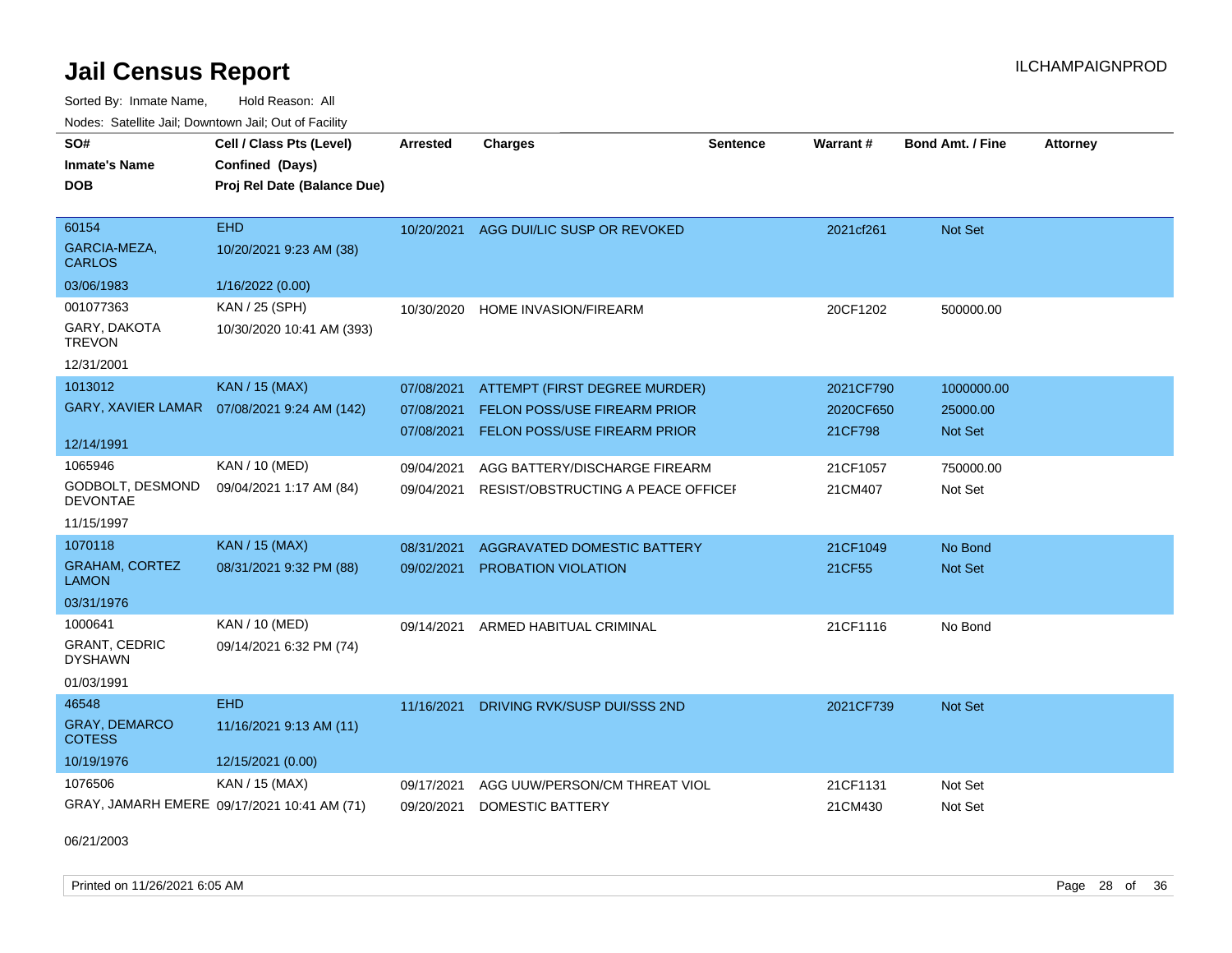# Jail Census Report

Sorted By: Inmate Name, Hold Reason: All

Nodes: Satellite Jail; Downtown Jail; Out of Facility

| SO# / Inmate's Name / DOB | Cell / Class Pts (Level) / Confined (Days) / Proj Rel Date (Balance Due) | Arrested | Charges | Sentence | Warrant # | Bond Amt. / Fine | Attorney |
|---|---|---|---|---|---|---|---|
| 60154<br>GARCIA-MEZA, CARLOS<br>03/06/1983 | EHD<br>10/20/2021 9:23 AM (38)<br>1/16/2022 (0.00) | 10/20/2021 | AGG DUI/LIC SUSP OR REVOKED | | 2021cf261 | Not Set | |
| 001077363<br>GARY, DAKOTA TREVON<br>12/31/2001 | KAN / 25 (SPH)<br>10/30/2020 10:41 AM (393) | 10/30/2020 | HOME INVASION/FIREARM | | 20CF1202 | 500000.00 | |
| 1013012<br>GARY, XAVIER LAMAR<br>12/14/1991 | KAN / 15 (MAX)<br>07/08/2021 9:24 AM (142) | 07/08/2021 | ATTEMPT (FIRST DEGREE MURDER) | | 2021CF790 | 1000000.00 | |
| | | 07/08/2021 | FELON POSS/USE FIREARM PRIOR | | 2020CF650 | 25000.00 | |
| | | 07/08/2021 | FELON POSS/USE FIREARM PRIOR | | 21CF798 | Not Set | |
| 1065946<br>GODBOLT, DESMOND DEVONTAE<br>11/15/1997 | KAN / 10 (MED)<br>09/04/2021 1:17 AM (84) | 09/04/2021 | AGG BATTERY/DISCHARGE FIREARM | | 21CF1057 | 750000.00 | |
| | | 09/04/2021 | RESIST/OBSTRUCTING A PEACE OFFICEI | | 21CM407 | Not Set | |
| 1070118<br>GRAHAM, CORTEZ LAMON<br>03/31/1976 | KAN / 15 (MAX)<br>08/31/2021 9:32 PM (88) | 08/31/2021 | AGGRAVATED DOMESTIC BATTERY | | 21CF1049 | No Bond | |
| | | 09/02/2021 | PROBATION VIOLATION | | 21CF55 | Not Set | |
| 1000641<br>GRANT, CEDRIC DYSHAWN<br>01/03/1991 | KAN / 10 (MED)<br>09/14/2021 6:32 PM (74) | 09/14/2021 | ARMED HABITUAL CRIMINAL | | 21CF1116 | No Bond | |
| 46548<br>GRAY, DEMARCO COTESS<br>10/19/1976 | EHD<br>11/16/2021 9:13 AM (11)<br>12/15/2021 (0.00) | 11/16/2021 | DRIVING RVK/SUSP DUI/SSS 2ND | | 2021CF739 | Not Set | |
| 1076506<br>GRAY, JAMARH EMERE<br>06/21/2003 | KAN / 15 (MAX)<br>09/17/2021 10:41 AM (71) | 09/17/2021 | AGG UUW/PERSON/CM THREAT VIOL | | 21CF1131 | Not Set | |
| | | 09/20/2021 | DOMESTIC BATTERY | | 21CM430 | Not Set | |

Printed on 11/26/2021 6:05 AM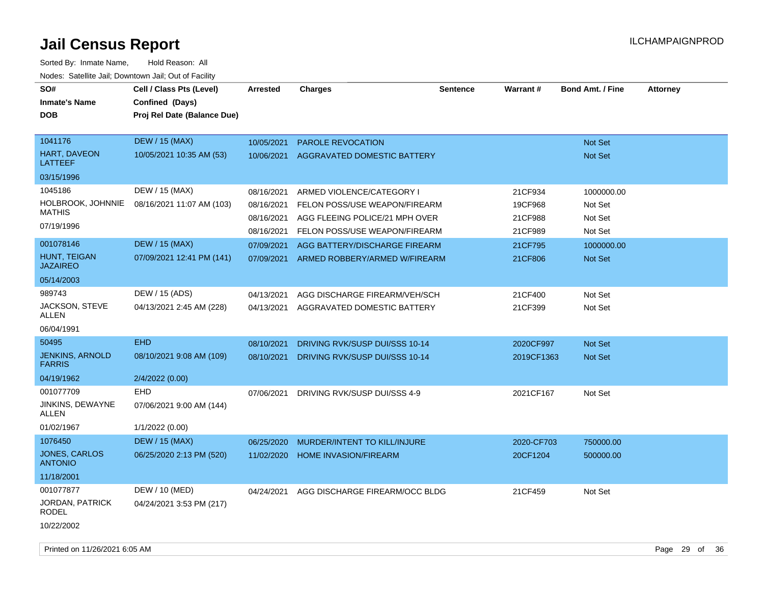# Jail Census Report

ILCHAMPAIGNPROD

Sorted By: Inmate Name, Hold Reason: All

Nodes: Satellite Jail; Downtown Jail; Out of Facility

| SO# / Inmate's Name / DOB | Cell / Class Pts (Level) / Confined (Days) / Proj Rel Date (Balance Due) | Arrested | Charges | Sentence | Warrant # | Bond Amt. / Fine | Attorney |
|---|---|---|---|---|---|---|---|
| 1041176 | DEW / 15 (MAX) | 10/05/2021 | PAROLE REVOCATION | | | Not Set | |
| HART, DAVEON LATTEEF | 10/05/2021 10:35 AM (53) | 10/06/2021 | AGGRAVATED DOMESTIC BATTERY | | | Not Set | |
| 03/15/1996 | | | | | | | |
| 1045186 | DEW / 15 (MAX) | 08/16/2021 | ARMED VIOLENCE/CATEGORY I | | 21CF934 | 1000000.00 | |
| HOLBROOK, JOHNNIE MATHIS | 08/16/2021 11:07 AM (103) | 08/16/2021 | FELON POSS/USE WEAPON/FIREARM | | 19CF968 | Not Set | |
| 07/19/1996 | | 08/16/2021 | AGG FLEEING POLICE/21 MPH OVER | | 21CF988 | Not Set | |
| | | 08/16/2021 | FELON POSS/USE WEAPON/FIREARM | | 21CF989 | Not Set | |
| 001078146 | DEW / 15 (MAX) | 07/09/2021 | AGG BATTERY/DISCHARGE FIREARM | | 21CF795 | 1000000.00 | |
| HUNT, TEIGAN JAZAIREO | 07/09/2021 12:41 PM (141) | 07/09/2021 | ARMED ROBBERY/ARMED W/FIREARM | | 21CF806 | Not Set | |
| 05/14/2003 | | | | | | | |
| 989743 | DEW / 15 (ADS) | 04/13/2021 | AGG DISCHARGE FIREARM/VEH/SCH | | 21CF400 | Not Set | |
| JACKSON, STEVE ALLEN | 04/13/2021 2:45 AM (228) | 04/13/2021 | AGGRAVATED DOMESTIC BATTERY | | 21CF399 | Not Set | |
| 06/04/1991 | | | | | | | |
| 50495 | EHD | 08/10/2021 | DRIVING RVK/SUSP DUI/SSS 10-14 | | 2020CF997 | Not Set | |
| JENKINS, ARNOLD FARRIS | 08/10/2021 9:08 AM (109) | 08/10/2021 | DRIVING RVK/SUSP DUI/SSS 10-14 | | 2019CF1363 | Not Set | |
| 04/19/1962 | 2/4/2022 (0.00) | | | | | | |
| 001077709 | EHD | 07/06/2021 | DRIVING RVK/SUSP DUI/SSS 4-9 | | 2021CF167 | Not Set | |
| JINKINS, DEWAYNE ALLEN | 07/06/2021 9:00 AM (144) | | | | | | |
| 01/02/1967 | 1/1/2022 (0.00) | | | | | | |
| 1076450 | DEW / 15 (MAX) | 06/25/2020 | MURDER/INTENT TO KILL/INJURE | | 2020-CF703 | 750000.00 | |
| JONES, CARLOS ANTONIO | 06/25/2020 2:13 PM (520) | 11/02/2020 | HOME INVASION/FIREARM | | 20CF1204 | 500000.00 | |
| 11/18/2001 | | | | | | | |
| 001077877 | DEW / 10 (MED) | 04/24/2021 | AGG DISCHARGE FIREARM/OCC BLDG | | 21CF459 | Not Set | |
| JORDAN, PATRICK RODEL | 04/24/2021 3:53 PM (217) | | | | | | |
| 10/22/2002 | | | | | | | |

Printed on 11/26/2021 6:05 AM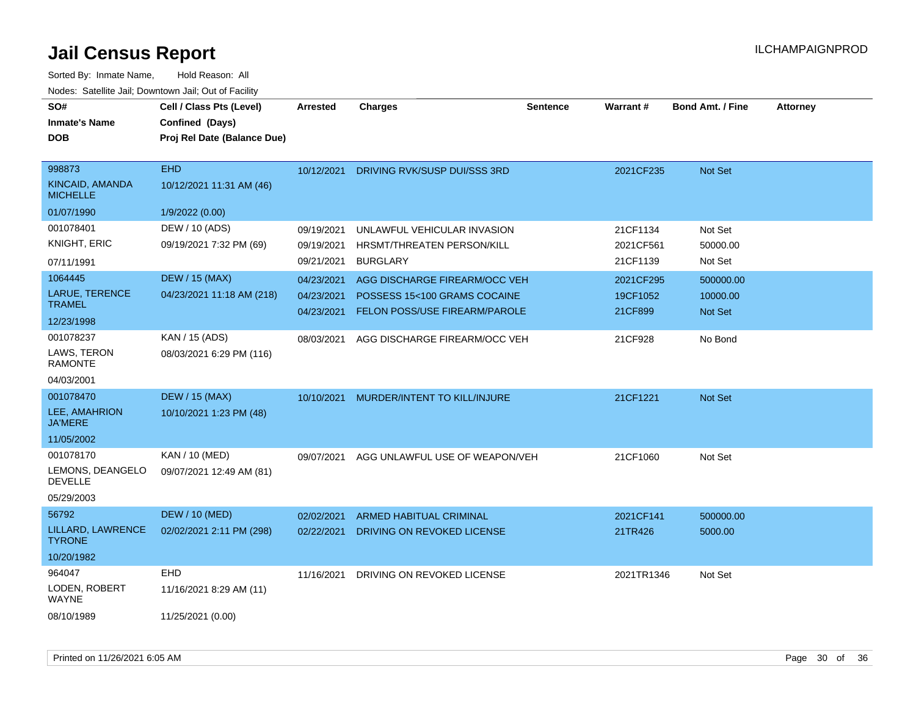# Jail Census Report

ILCHAMPAIGNPROD

Sorted By: Inmate Name, Hold Reason: All

Nodes: Satellite Jail; Downtown Jail; Out of Facility

| SO# / Inmate's Name / DOB | Cell / Class Pts (Level) / Confined (Days) / Proj Rel Date (Balance Due) | Arrested | Charges | Sentence | Warrant # | Bond Amt. / Fine | Attorney |
|---|---|---|---|---|---|---|---|
| 998873<br>KINCAID, AMANDA MICHELLE<br>01/07/1990 | EHD<br>10/12/2021 11:31 AM (46)<br>1/9/2022 (0.00) | 10/12/2021 | DRIVING RVK/SUSP DUI/SSS 3RD | | 2021CF235 | Not Set | |
| 001078401<br>KNIGHT, ERIC<br>07/11/1991 | DEW / 10 (ADS)<br>09/19/2021 7:32 PM (69) | 09/19/2021<br>09/19/2021<br>09/21/2021 | UNLAWFUL VEHICULAR INVASION<br>HRSMT/THREATEN PERSON/KILL<br>BURGLARY | | 21CF1134<br>2021CF561<br>21CF1139 | Not Set<br>50000.00<br>Not Set | |
| 1064445<br>LARUE, TERENCE TRAMEL<br>12/23/1998 | DEW / 15 (MAX)<br>04/23/2021 11:18 AM (218) | 04/23/2021<br>04/23/2021<br>04/23/2021 | AGG DISCHARGE FIREARM/OCC VEH<br>POSSESS 15<100 GRAMS COCAINE<br>FELON POSS/USE FIREARM/PAROLE | | 2021CF295<br>19CF1052<br>21CF899 | 500000.00<br>10000.00<br>Not Set | |
| 001078237<br>LAWS, TERON RAMONTE<br>04/03/2001 | KAN / 15 (ADS)<br>08/03/2021 6:29 PM (116) | 08/03/2021 | AGG DISCHARGE FIREARM/OCC VEH | | 21CF928 | No Bond | |
| 001078470<br>LEE, AMAHRION JA'MERE<br>11/05/2002 | DEW / 15 (MAX)<br>10/10/2021 1:23 PM (48) | 10/10/2021 | MURDER/INTENT TO KILL/INJURE | | 21CF1221 | Not Set | |
| 001078170<br>LEMONS, DEANGELO DEVELLE<br>05/29/2003 | KAN / 10 (MED)<br>09/07/2021 12:49 AM (81) | 09/07/2021 | AGG UNLAWFUL USE OF WEAPON/VEH | | 21CF1060 | Not Set | |
| 56792<br>LILLARD, LAWRENCE TYRONE<br>10/20/1982 | DEW / 10 (MED)<br>02/02/2021 2:11 PM (298) | 02/02/2021<br>02/22/2021 | ARMED HABITUAL CRIMINAL<br>DRIVING ON REVOKED LICENSE | | 2021CF141<br>21TR426 | 500000.00<br>5000.00 | |
| 964047<br>LODEN, ROBERT WAYNE<br>08/10/1989 | EHD<br>11/16/2021 8:29 AM (11)<br>11/25/2021 (0.00) | 11/16/2021 | DRIVING ON REVOKED LICENSE | | 2021TR1346 | Not Set | |

Printed on 11/26/2021 6:05 AM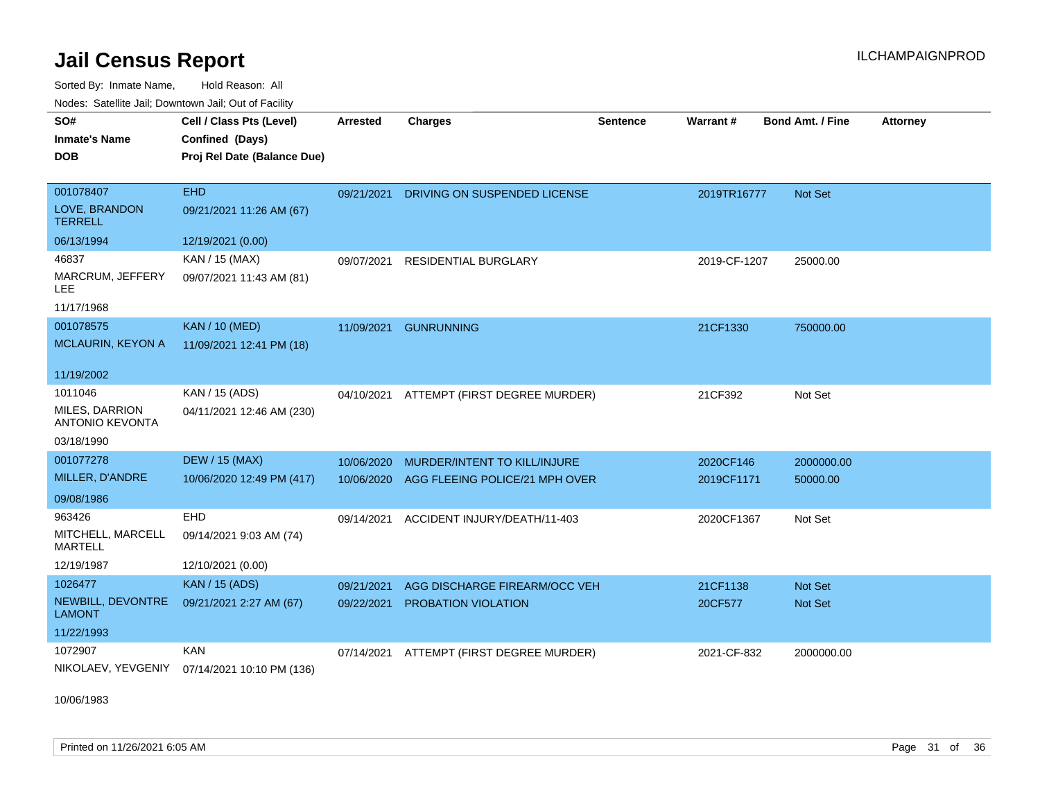# Jail Census Report

Sorted By: Inmate Name, Hold Reason: All

Nodes: Satellite Jail; Downtown Jail; Out of Facility

| SO# / Inmate's Name / DOB | Cell / Class Pts (Level) / Confined (Days) / Proj Rel Date (Balance Due) | Arrested | Charges | Sentence | Warrant # | Bond Amt. / Fine | Attorney |
|---|---|---|---|---|---|---|---|
| 001078407<br>LOVE, BRANDON TERRELL<br>06/13/1994 | EHD<br>09/21/2021 11:26 AM (67)<br>12/19/2021 (0.00) | 09/21/2021 | DRIVING ON SUSPENDED LICENSE | | 2019TR16777 | Not Set | |
| 46837<br>MARCRUM, JEFFERY LEE<br>11/17/1968 | KAN / 15 (MAX)<br>09/07/2021 11:43 AM (81) | 09/07/2021 | RESIDENTIAL BURGLARY | | 2019-CF-1207 | 25000.00 | |
| 001078575<br>MCLAURIN, KEYON A<br>11/19/2002 | KAN / 10 (MED)<br>11/09/2021 12:41 PM (18) | 11/09/2021 | GUNRUNNING | | 21CF1330 | 750000.00 | |
| 1011046<br>MILES, DARRION ANTONIO KEVONTA<br>03/18/1990 | KAN / 15 (ADS)<br>04/11/2021 12:46 AM (230) | 04/10/2021 | ATTEMPT (FIRST DEGREE MURDER) | | 21CF392 | Not Set | |
| 001077278<br>MILLER, D'ANDRE<br>09/08/1986 | DEW / 15 (MAX)<br>10/06/2020 12:49 PM (417) | 10/06/2020 | MURDER/INTENT TO KILL/INJURE | | 2020CF146 | 2000000.00 | |
| | | 10/06/2020 | AGG FLEEING POLICE/21 MPH OVER | | 2019CF1171 | 50000.00 | |
| 963426<br>MITCHELL, MARCELL MARTELL<br>12/19/1987 | EHD<br>09/14/2021 9:03 AM (74)<br>12/10/2021 (0.00) | 09/14/2021 | ACCIDENT INJURY/DEATH/11-403 | | 2020CF1367 | Not Set | |
| 1026477<br>NEWBILL, DEVONTRE LAMONT<br>11/22/1993 | KAN / 15 (ADS)<br>09/21/2021 2:27 AM (67) | 09/21/2021 | AGG DISCHARGE FIREARM/OCC VEH | | 21CF1138 | Not Set | |
| | | 09/22/2021 | PROBATION VIOLATION | | 20CF577 | Not Set | |
| 1072907<br>NIKOLAEV, YEVGENIY<br>10/06/1983 | KAN<br>07/14/2021 10:10 PM (136) | 07/14/2021 | ATTEMPT (FIRST DEGREE MURDER) | | 2021-CF-832 | 2000000.00 | |

Printed on 11/26/2021 6:05 AM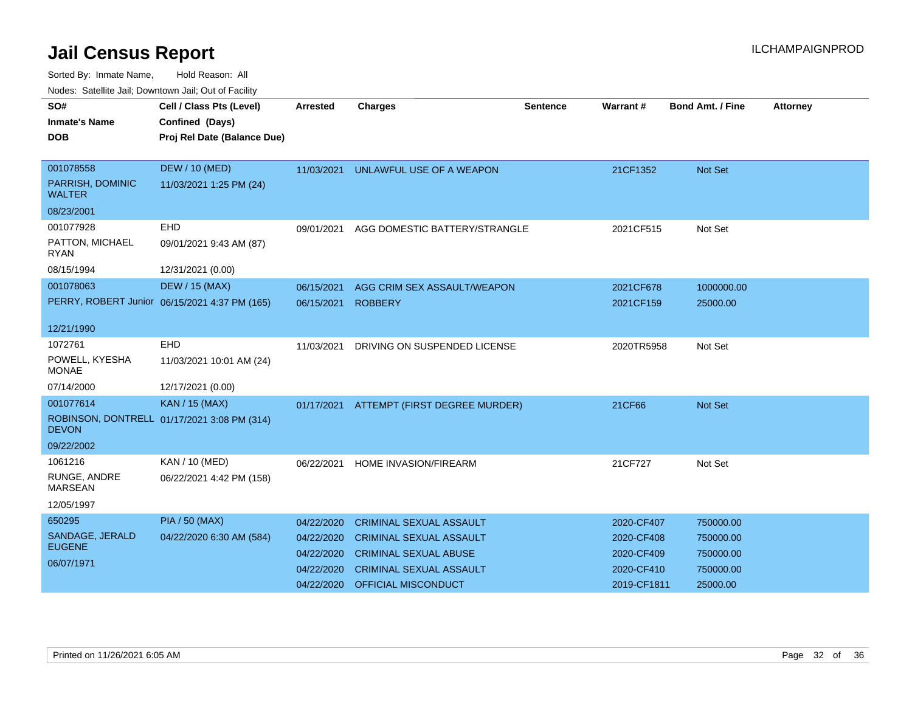# Jail Census Report

Sorted By: Inmate Name, Hold Reason: All

Nodes: Satellite Jail; Downtown Jail; Out of Facility

| SO# / Inmate's Name / DOB | Cell / Class Pts (Level) / Confined (Days) / Proj Rel Date (Balance Due) | Arrested | Charges | Sentence | Warrant # | Bond Amt. / Fine | Attorney |
|---|---|---|---|---|---|---|---|
| 001078558<br>PARRISH, DOMINIC WALTER<br>08/23/2001 | DEW / 10 (MED)<br>11/03/2021 1:25 PM (24) | 11/03/2021 | UNLAWFUL USE OF A WEAPON | | 21CF1352 | Not Set | |
| 001077928<br>PATTON, MICHAEL RYAN<br>08/15/1994 | EHD<br>09/01/2021 9:43 AM (87)<br>12/31/2021 (0.00) | 09/01/2021 | AGG DOMESTIC BATTERY/STRANGLE | | 2021CF515 | Not Set | |
| 001078063<br>PERRY, ROBERT Junior<br>12/21/1990 | DEW / 15 (MAX)<br>06/15/2021 4:37 PM (165) | 06/15/2021 | AGG CRIM SEX ASSAULT/WEAPON | | 2021CF678 | 1000000.00 | |
| | | 06/15/2021 | ROBBERY | | 2021CF159 | 25000.00 | |
| 1072761<br>POWELL, KYESHA MONAE<br>07/14/2000 | EHD<br>11/03/2021 10:01 AM (24)<br>12/17/2021 (0.00) | 11/03/2021 | DRIVING ON SUSPENDED LICENSE | | 2020TR5958 | Not Set | |
| 001077614<br>ROBINSON, DONTRELL DEVON<br>09/22/2002 | KAN / 15 (MAX)<br>01/17/2021 3:08 PM (314) | 01/17/2021 | ATTEMPT (FIRST DEGREE MURDER) | | 21CF66 | Not Set | |
| 1061216<br>RUNGE, ANDRE MARSEAN<br>12/05/1997 | KAN / 10 (MED)<br>06/22/2021 4:42 PM (158) | 06/22/2021 | HOME INVASION/FIREARM | | 21CF727 | Not Set | |
| 650295<br>SANDAGE, JERALD EUGENE<br>06/07/1971 | PIA / 50 (MAX)<br>04/22/2020 6:30 AM (584) | 04/22/2020 | CRIMINAL SEXUAL ASSAULT | | 2020-CF407 | 750000.00 | |
| | | 04/22/2020 | CRIMINAL SEXUAL ASSAULT | | 2020-CF408 | 750000.00 | |
| | | 04/22/2020 | CRIMINAL SEXUAL ABUSE | | 2020-CF409 | 750000.00 | |
| | | 04/22/2020 | CRIMINAL SEXUAL ASSAULT | | 2020-CF410 | 750000.00 | |
| | | 04/22/2020 | OFFICIAL MISCONDUCT | | 2019-CF1811 | 25000.00 | |

Printed on 11/26/2021 6:05 AM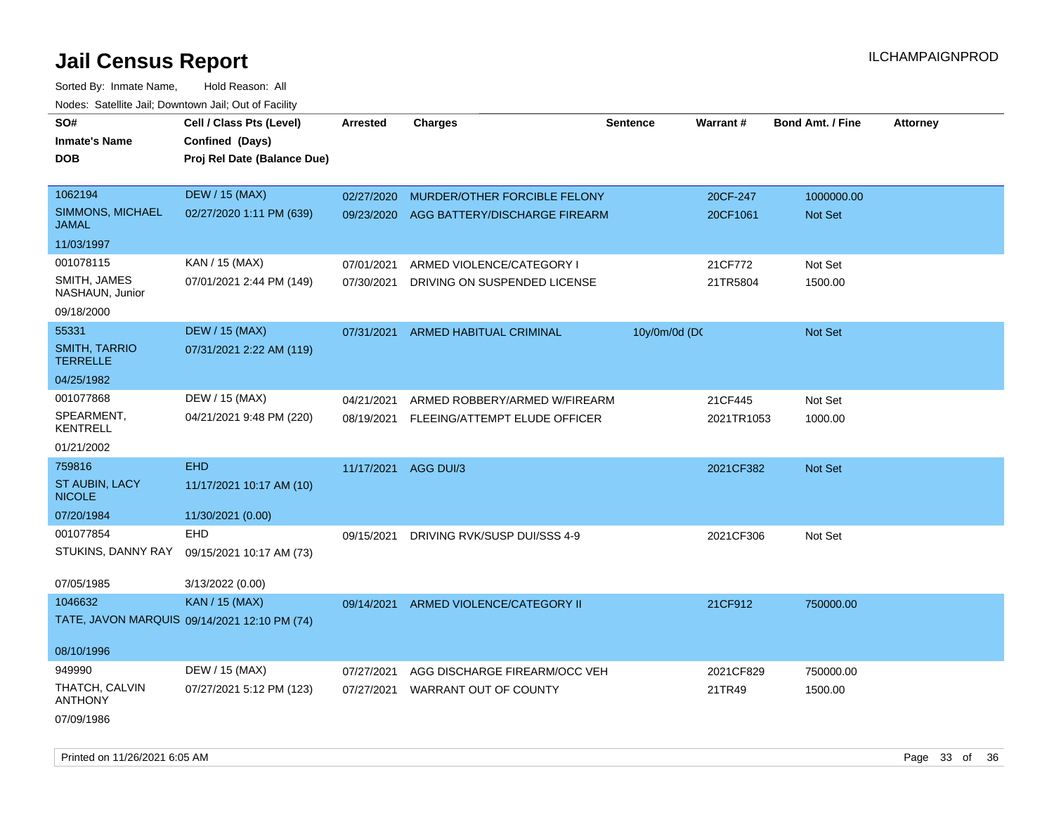# Jail Census Report

Sorted By: Inmate Name, Hold Reason: All

Nodes: Satellite Jail; Downtown Jail; Out of Facility

| SO# / Inmate's Name / DOB | Cell / Class Pts (Level) / Confined (Days) / Proj Rel Date (Balance Due) | Arrested | Charges | Sentence | Warrant # | Bond Amt. / Fine | Attorney |
|---|---|---|---|---|---|---|---|
| 1062194<br>SIMMONS, MICHAEL JAMAL<br>11/03/1997 | DEW / 15 (MAX)<br>02/27/2020 1:11 PM (639) | 02/27/2020<br>09/23/2020 | MURDER/OTHER FORCIBLE FELONY<br>AGG BATTERY/DISCHARGE FIREARM | | 20CF-247<br>20CF1061 | 1000000.00<br>Not Set | |
| 001078115<br>SMITH, JAMES NASHAUN, Junior<br>09/18/2000 | KAN / 15 (MAX)<br>07/01/2021 2:44 PM (149) | 07/01/2021<br>07/30/2021 | ARMED VIOLENCE/CATEGORY I<br>DRIVING ON SUSPENDED LICENSE | | 21CF772<br>21TR5804 | Not Set<br>1500.00 | |
| 55331<br>SMITH, TARRIO TERRELLE<br>04/25/1982 | DEW / 15 (MAX)<br>07/31/2021 2:22 AM (119) | 07/31/2021 | ARMED HABITUAL CRIMINAL | 10y/0m/0d (DC | | Not Set | |
| 001077868<br>SPEARMENT, KENTRELL<br>01/21/2002 | DEW / 15 (MAX)<br>04/21/2021 9:48 PM (220) | 04/21/2021<br>08/19/2021 | ARMED ROBBERY/ARMED W/FIREARM<br>FLEEING/ATTEMPT ELUDE OFFICER | | 21CF445<br>2021TR1053 | Not Set<br>1000.00 | |
| 759816<br>ST AUBIN, LACY NICOLE<br>07/20/1984 | EHD<br>11/17/2021 10:17 AM (10)<br>11/30/2021 (0.00) | 11/17/2021 | AGG DUI/3 | | 2021CF382 | Not Set | |
| 001077854<br>STUKINS, DANNY RAY<br>07/05/1985 | EHD<br>09/15/2021 10:17 AM (73)<br>3/13/2022 (0.00) | 09/15/2021 | DRIVING RVK/SUSP DUI/SSS 4-9 | | 2021CF306 | Not Set | |
| 1046632<br>TATE, JAVON MARQUIS<br>08/10/1996 | KAN / 15 (MAX)<br>09/14/2021 12:10 PM (74) | 09/14/2021 | ARMED VIOLENCE/CATEGORY II | | 21CF912 | 750000.00 | |
| 949990<br>THATCH, CALVIN ANTHONY<br>07/09/1986 | DEW / 15 (MAX)<br>07/27/2021 5:12 PM (123) | 07/27/2021<br>07/27/2021 | AGG DISCHARGE FIREARM/OCC VEH<br>WARRANT OUT OF COUNTY | | 2021CF829<br>21TR49 | 750000.00<br>1500.00 | |

Printed on 11/26/2021 6:05 AM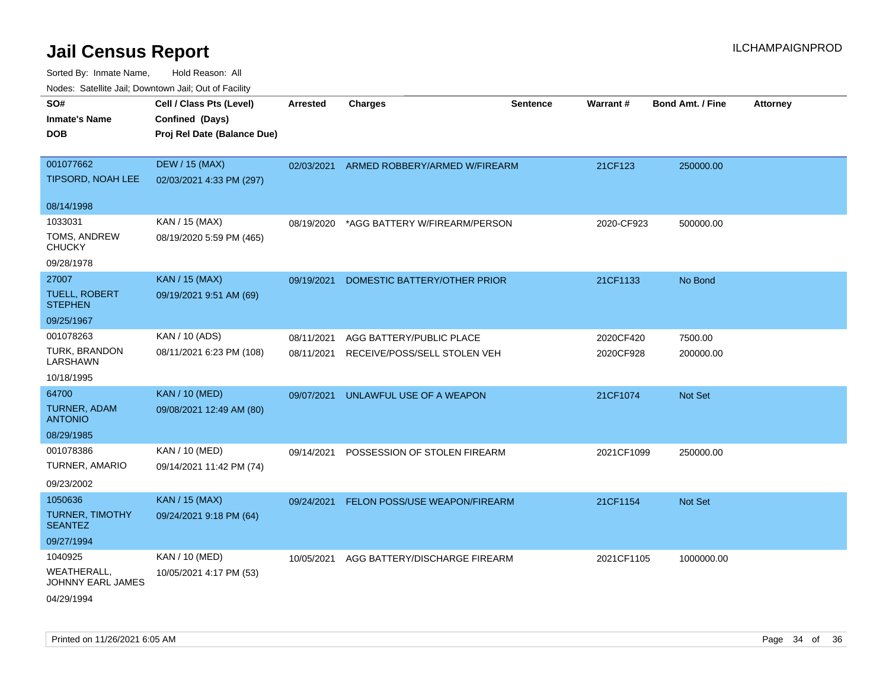# Jail Census Report

Sorted By: Inmate Name, Hold Reason: All

Nodes: Satellite Jail; Downtown Jail; Out of Facility

| SO# / Inmate's Name / DOB | Cell / Class Pts (Level) / Confined (Days) / Proj Rel Date (Balance Due) | Arrested | Charges | Sentence | Warrant # | Bond Amt. / Fine | Attorney |
|---|---|---|---|---|---|---|---|
| 001077662 TIPSORD, NOAH LEE 08/14/1998 | DEW / 15 (MAX) 02/03/2021 4:33 PM (297) | 02/03/2021 | ARMED ROBBERY/ARMED W/FIREARM | | 21CF123 | 250000.00 | |
| 1033031 TOMS, ANDREW CHUCKY 09/28/1978 | KAN / 15 (MAX) 08/19/2020 5:59 PM (465) | 08/19/2020 | *AGG BATTERY W/FIREARM/PERSON | | 2020-CF923 | 500000.00 | |
| 27007 TUELL, ROBERT STEPHEN 09/25/1967 | KAN / 15 (MAX) 09/19/2021 9:51 AM (69) | 09/19/2021 | DOMESTIC BATTERY/OTHER PRIOR | | 21CF1133 | No Bond | |
| 001078263 TURK, BRANDON LARSHAWN 10/18/1995 | KAN / 10 (ADS) 08/11/2021 6:23 PM (108) | 08/11/2021 | AGG BATTERY/PUBLIC PLACE | | 2020CF420 | 7500.00 | |
| | | 08/11/2021 | RECEIVE/POSS/SELL STOLEN VEH | | 2020CF928 | 200000.00 | |
| 64700 TURNER, ADAM ANTONIO 08/29/1985 | KAN / 10 (MED) 09/08/2021 12:49 AM (80) | 09/07/2021 | UNLAWFUL USE OF A WEAPON | | 21CF1074 | Not Set | |
| 001078386 TURNER, AMARIO 09/23/2002 | KAN / 10 (MED) 09/14/2021 11:42 PM (74) | 09/14/2021 | POSSESSION OF STOLEN FIREARM | | 2021CF1099 | 250000.00 | |
| 1050636 TURNER, TIMOTHY SEANTEZ 09/27/1994 | KAN / 15 (MAX) 09/24/2021 9:18 PM (64) | 09/24/2021 | FELON POSS/USE WEAPON/FIREARM | | 21CF1154 | Not Set | |
| 1040925 WEATHERALL, JOHNNY EARL JAMES 04/29/1994 | KAN / 10 (MED) 10/05/2021 4:17 PM (53) | 10/05/2021 | AGG BATTERY/DISCHARGE FIREARM | | 2021CF1105 | 1000000.00 | |

Printed on 11/26/2021 6:05 AM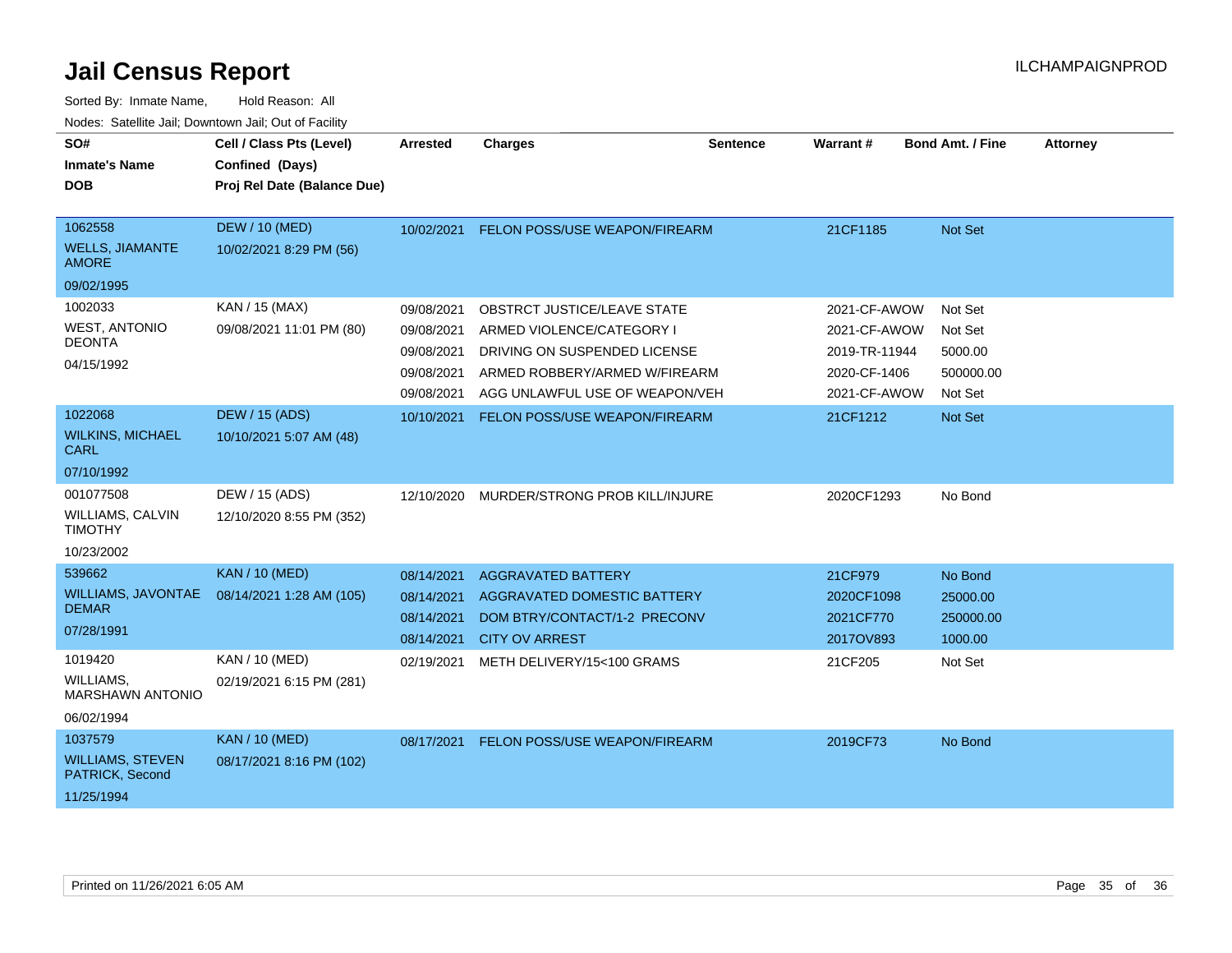# Jail Census Report

Sorted By: Inmate Name, Hold Reason: All

Nodes: Satellite Jail; Downtown Jail; Out of Facility

| SO# / Inmate's Name / DOB | Cell / Class Pts (Level) / Confined (Days) / Proj Rel Date (Balance Due) | Arrested | Charges | Sentence | Warrant # | Bond Amt. / Fine | Attorney |
|---|---|---|---|---|---|---|---|
| 1062558 WELLS, JIAMANTE AMORE 09/02/1995 | DEW / 10 (MED) 10/02/2021 8:29 PM (56) | 10/02/2021 | FELON POSS/USE WEAPON/FIREARM | | 21CF1185 | Not Set | |
| 1002033 WEST, ANTONIO DEONTA 04/15/1992 | KAN / 15 (MAX) 09/08/2021 11:01 PM (80) | 09/08/2021 | OBSTRCT JUSTICE/LEAVE STATE | | 2021-CF-AWOW | Not Set | |
| | | 09/08/2021 | ARMED VIOLENCE/CATEGORY I | | 2021-CF-AWOW | Not Set | |
| | | 09/08/2021 | DRIVING ON SUSPENDED LICENSE | | 2019-TR-11944 | 5000.00 | |
| | | 09/08/2021 | ARMED ROBBERY/ARMED W/FIREARM | | 2020-CF-1406 | 500000.00 | |
| | | 09/08/2021 | AGG UNLAWFUL USE OF WEAPON/VEH | | 2021-CF-AWOW | Not Set | |
| 1022068 WILKINS, MICHAEL CARL 07/10/1992 | DEW / 15 (ADS) 10/10/2021 5:07 AM (48) | 10/10/2021 | FELON POSS/USE WEAPON/FIREARM | | 21CF1212 | Not Set | |
| 001077508 WILLIAMS, CALVIN TIMOTHY 10/23/2002 | DEW / 15 (ADS) 12/10/2020 8:55 PM (352) | 12/10/2020 | MURDER/STRONG PROB KILL/INJURE | | 2020CF1293 | No Bond | |
| 539662 WILLIAMS, JAVONTAE DEMAR 07/28/1991 | KAN / 10 (MED) 08/14/2021 1:28 AM (105) | 08/14/2021 | AGGRAVATED BATTERY | | 21CF979 | No Bond | |
| | | 08/14/2021 | AGGRAVATED DOMESTIC BATTERY | | 2020CF1098 | 25000.00 | |
| | | 08/14/2021 | DOM BTRY/CONTACT/1-2 PRECONV | | 2021CF770 | 250000.00 | |
| | | 08/14/2021 | CITY OV ARREST | | 2017OV893 | 1000.00 | |
| 1019420 WILLIAMS, MARSHAWN ANTONIO 06/02/1994 | KAN / 10 (MED) 02/19/2021 6:15 PM (281) | 02/19/2021 | METH DELIVERY/15<100 GRAMS | | 21CF205 | Not Set | |
| 1037579 WILLIAMS, STEVEN PATRICK, Second 11/25/1994 | KAN / 10 (MED) 08/17/2021 8:16 PM (102) | 08/17/2021 | FELON POSS/USE WEAPON/FIREARM | | 2019CF73 | No Bond | |

Printed on 11/26/2021 6:05 AM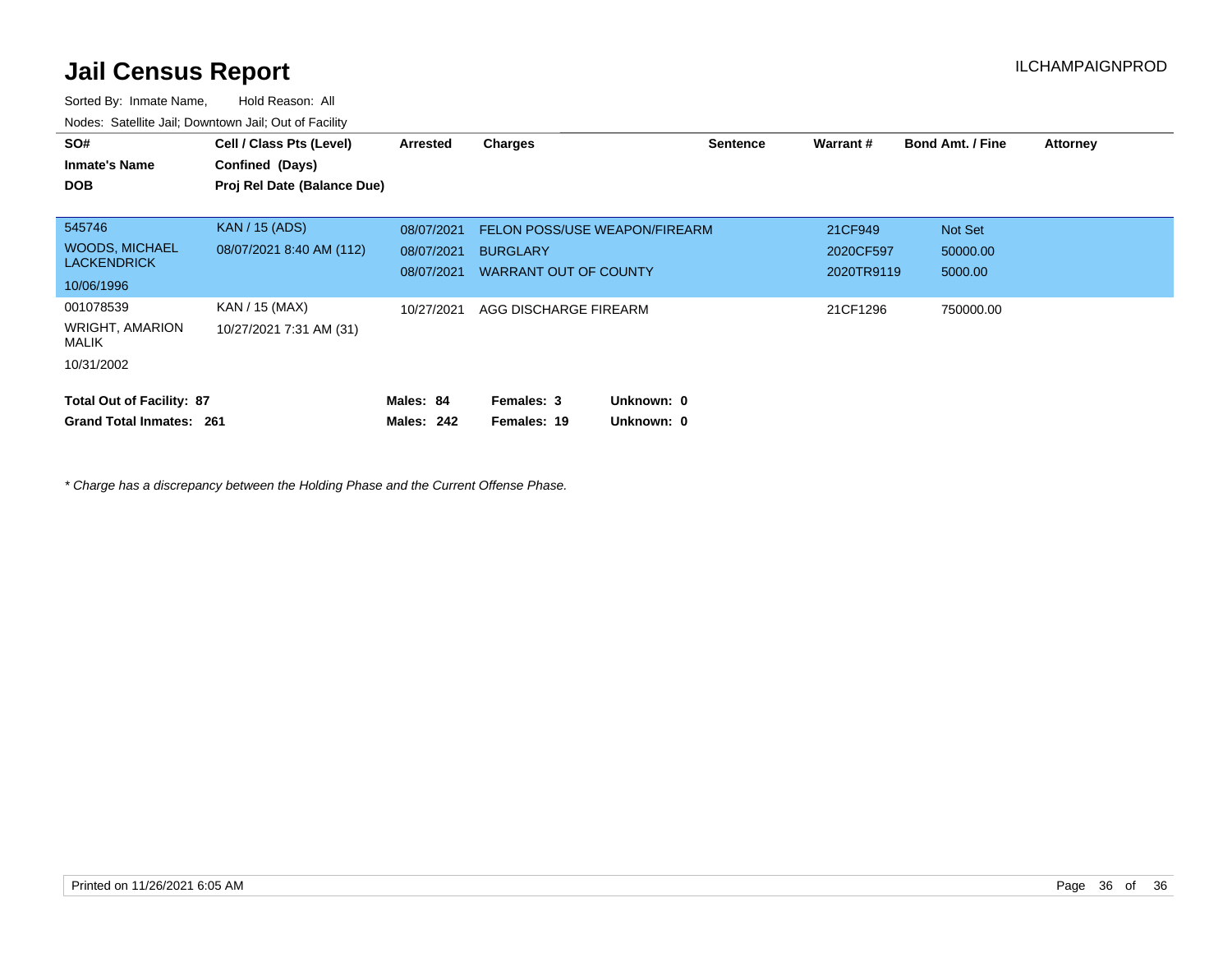# Jail Census Report

ILCHAMPAIGNPROD

Sorted By: Inmate Name, Hold Reason: All

Nodes: Satellite Jail; Downtown Jail; Out of Facility

| SO#<br>Inmate's Name<br>DOB | Cell / Class Pts (Level)<br>Confined (Days)<br>Proj Rel Date (Balance Due) | Arrested | Charges | Sentence | Warrant # | Bond Amt. / Fine | Attorney |
|---|---|---|---|---|---|---|---|
| 545746<br>WOODS, MICHAEL LACKENDRICK<br>10/06/1996 | KAN / 15 (ADS)<br>08/07/2021 8:40 AM (112) | 08/07/2021 | FELON POSS/USE WEAPON/FIREARM | | 21CF949 | Not Set | |
| | | 08/07/2021 | BURGLARY | | 2020CF597 | 50000.00 | |
| | | 08/07/2021 | WARRANT OUT OF COUNTY | | 2020TR9119 | 5000.00 | |
| 001078539<br>WRIGHT, AMARION MALIK<br>10/31/2002 | KAN / 15 (MAX)<br>10/27/2021 7:31 AM (31) | 10/27/2021 | AGG DISCHARGE FIREARM | | 21CF1296 | 750000.00 | |

| | | | |
|---|---|---|---|
| **Total Out of Facility: 87** | **Males: 84** | **Females: 3** | **Unknown: 0** |
| **Grand Total Inmates: 261** | **Males: 242** | **Females: 19** | **Unknown: 0** |

*\* Charge has a discrepancy between the Holding Phase and the Current Offense Phase.*

Printed on 11/26/2021 6:05 AM